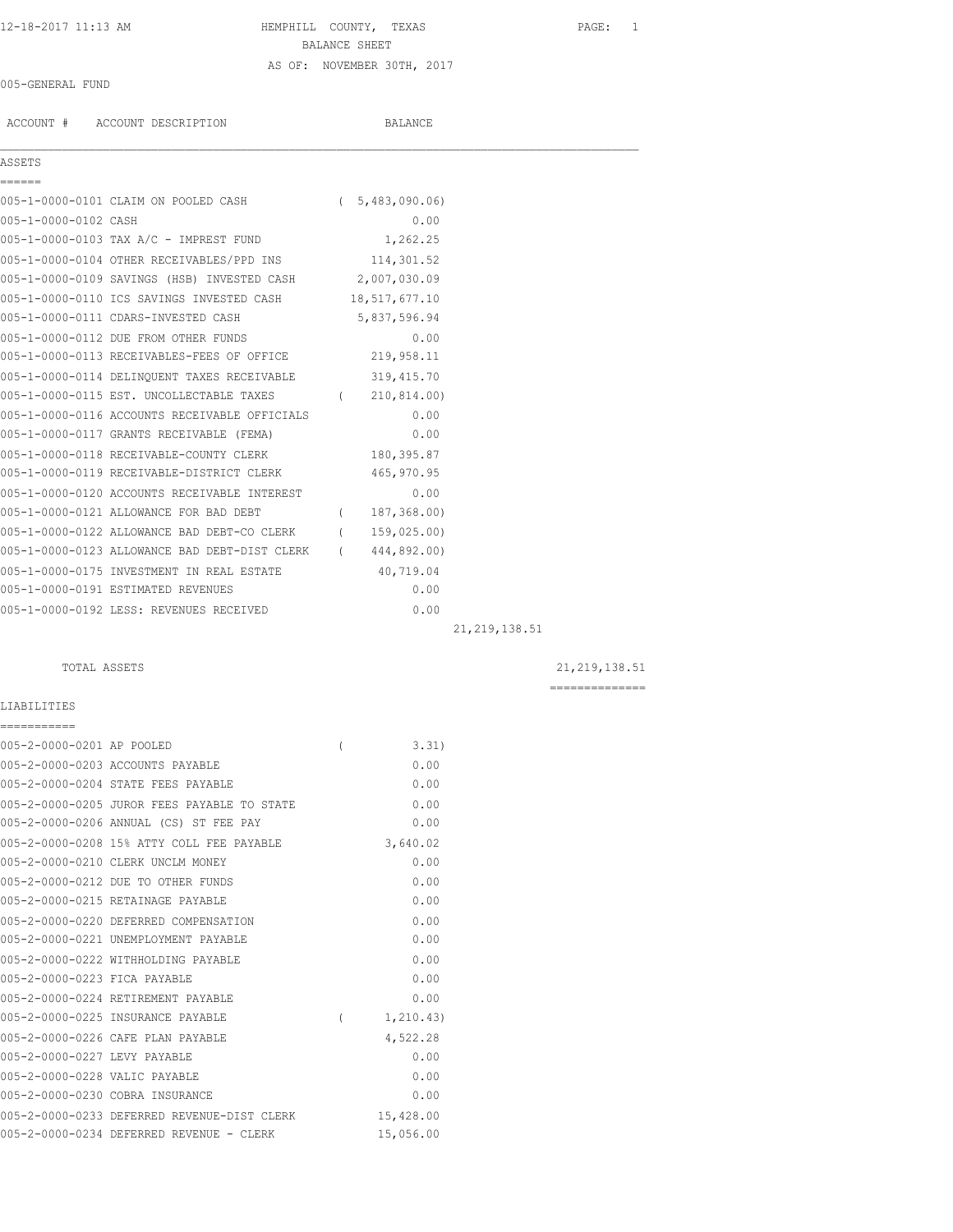# HEMPHILL COUNTY, TEXAS

## BALANCE SHEET

AS OF: NOVEMBER 30TH, 2017

12-18-2017 11:13 AM

005-GENERAL FUND

| ACCOUNT # | ACCOUNT DESCRIPTION | BALANCE | | |
|---|---|---|---|---|
| **ASSETS** | | | | |
| 005-1-0000-0101 | CLAIM ON POOLED CASH | ( 5,483,090.06) | | |
| 005-1-0000-0102 | CASH | 0.00 | | |
| 005-1-0000-0103 | TAX A/C - IMPREST FUND | 1,262.25 | | |
| 005-1-0000-0104 | OTHER RECEIVABLES/PPD INS | 114,301.52 | | |
| 005-1-0000-0109 | SAVINGS (HSB) INVESTED CASH | 2,007,030.09 | | |
| 005-1-0000-0110 | ICS SAVINGS INVESTED CASH | 18,517,677.10 | | |
| 005-1-0000-0111 | CDARS-INVESTED CASH | 5,837,596.94 | | |
| 005-1-0000-0112 | DUE FROM OTHER FUNDS | 0.00 | | |
| 005-1-0000-0113 | RECEIVABLES-FEES OF OFFICE | 219,958.11 | | |
| 005-1-0000-0114 | DELINQUENT TAXES RECEIVABLE | 319,415.70 | | |
| 005-1-0000-0115 | EST. UNCOLLECTABLE TAXES | ( 210,814.00) | | |
| 005-1-0000-0116 | ACCOUNTS RECEIVABLE OFFICIALS | 0.00 | | |
| 005-1-0000-0117 | GRANTS RECEIVABLE (FEMA) | 0.00 | | |
| 005-1-0000-0118 | RECEIVABLE-COUNTY CLERK | 180,395.87 | | |
| 005-1-0000-0119 | RECEIVABLE-DISTRICT CLERK | 465,970.95 | | |
| 005-1-0000-0120 | ACCOUNTS RECEIVABLE INTEREST | 0.00 | | |
| 005-1-0000-0121 | ALLOWANCE FOR BAD DEBT | ( 187,368.00) | | |
| 005-1-0000-0122 | ALLOWANCE BAD DEBT-CO CLERK | ( 159,025.00) | | |
| 005-1-0000-0123 | ALLOWANCE BAD DEBT-DIST CLERK | ( 444,892.00) | | |
| 005-1-0000-0175 | INVESTMENT IN REAL ESTATE | 40,719.04 | | |
| 005-1-0000-0191 | ESTIMATED REVENUES | 0.00 | | |
| 005-1-0000-0192 | LESS: REVENUES RECEIVED | 0.00 | | |
| | | | 21,219,138.51 | |
| | TOTAL ASSETS | | | 21,219,138.51 |
| **LIABILITIES** | | | | |
| 005-2-0000-0201 | AP POOLED | ( 3.31) | | |
| 005-2-0000-0203 | ACCOUNTS PAYABLE | 0.00 | | |
| 005-2-0000-0204 | STATE FEES PAYABLE | 0.00 | | |
| 005-2-0000-0205 | JUROR FEES PAYABLE TO STATE | 0.00 | | |
| 005-2-0000-0206 | ANNUAL (CS) ST FEE PAY | 0.00 | | |
| 005-2-0000-0208 | 15% ATTY COLL FEE PAYABLE | 3,640.02 | | |
| 005-2-0000-0210 | CLERK UNCLM MONEY | 0.00 | | |
| 005-2-0000-0212 | DUE TO OTHER FUNDS | 0.00 | | |
| 005-2-0000-0215 | RETAINAGE PAYABLE | 0.00 | | |
| 005-2-0000-0220 | DEFERRED COMPENSATION | 0.00 | | |
| 005-2-0000-0221 | UNEMPLOYMENT PAYABLE | 0.00 | | |
| 005-2-0000-0222 | WITHHOLDING PAYABLE | 0.00 | | |
| 005-2-0000-0223 | FICA PAYABLE | 0.00 | | |
| 005-2-0000-0224 | RETIREMENT PAYABLE | 0.00 | | |
| 005-2-0000-0225 | INSURANCE PAYABLE | ( 1,210.43) | | |
| 005-2-0000-0226 | CAFE PLAN PAYABLE | 4,522.28 | | |
| 005-2-0000-0227 | LEVY PAYABLE | 0.00 | | |
| 005-2-0000-0228 | VALIC PAYABLE | 0.00 | | |
| 005-2-0000-0230 | COBRA INSURANCE | 0.00 | | |
| 005-2-0000-0233 | DEFERRED REVENUE-DIST CLERK | 15,428.00 | | |
| 005-2-0000-0234 | DEFERRED REVENUE - CLERK | 15,056.00 | | |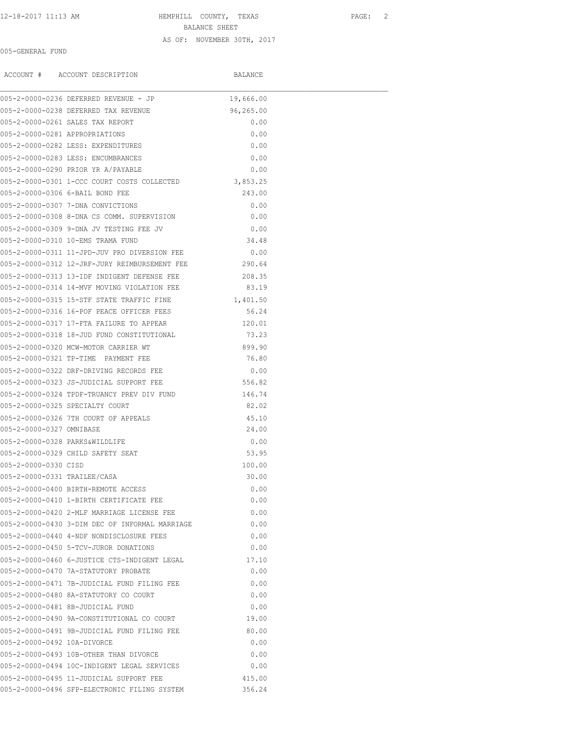HEMPHILL COUNTY, TEXAS

BALANCE SHEET

AS OF: NOVEMBER 30TH, 2017

005-GENERAL FUND

| ACCOUNT # | ACCOUNT DESCRIPTION | BALANCE |
|---|---|---|
| 005-2-0000-0236 | DEFERRED REVENUE - JP | 19,666.00 |
| 005-2-0000-0238 | DEFERRED TAX REVENUE | 96,265.00 |
| 005-2-0000-0261 | SALES TAX REPORT | 0.00 |
| 005-2-0000-0281 | APPROPRIATIONS | 0.00 |
| 005-2-0000-0282 | LESS: EXPENDITURES | 0.00 |
| 005-2-0000-0283 | LESS: ENCUMBRANCES | 0.00 |
| 005-2-0000-0290 | PRIOR YR A/PAYABLE | 0.00 |
| 005-2-0000-0301 | 1-CCC COURT COSTS COLLECTED | 3,853.25 |
| 005-2-0000-0306 | 6-BAIL BOND FEE | 243.00 |
| 005-2-0000-0307 | 7-DNA CONVICTIONS | 0.00 |
| 005-2-0000-0308 | 8-DNA CS COMM. SUPERVISION | 0.00 |
| 005-2-0000-0309 | 9-DNA JV TESTING FEE JV | 0.00 |
| 005-2-0000-0310 | 10-EMS TRAMA FUND | 34.48 |
| 005-2-0000-0311 | 11-JPD-JUV PRO DIVERSION FEE | 0.00 |
| 005-2-0000-0312 | 12-JRF-JURY REIMBURSEMENT FEE | 290.64 |
| 005-2-0000-0313 | 13-IDF INDIGENT DEFENSE FEE | 208.35 |
| 005-2-0000-0314 | 14-MVF MOVING VIOLATION FEE | 83.19 |
| 005-2-0000-0315 | 15-STF STATE TRAFFIC FINE | 1,401.50 |
| 005-2-0000-0316 | 16-POF PEACE OFFICER FEES | 56.24 |
| 005-2-0000-0317 | 17-FTA FAILURE TO APPEAR | 120.01 |
| 005-2-0000-0318 | 18-JUD FUND CONSTITUTIONAL | 73.23 |
| 005-2-0000-0320 | MCW-MOTOR CARRIER WT | 899.90 |
| 005-2-0000-0321 | TP-TIME PAYMENT FEE | 76.80 |
| 005-2-0000-0322 | DRF-DRIVING RECORDS FEE | 0.00 |
| 005-2-0000-0323 | JS-JUDICIAL SUPPORT FEE | 556.82 |
| 005-2-0000-0324 | TPDF-TRUANCY PREV DIV FUND | 146.74 |
| 005-2-0000-0325 | SPECIALTY COURT | 82.02 |
| 005-2-0000-0326 | 7TH COURT OF APPEALS | 45.10 |
| 005-2-0000-0327 | OMNIBASE | 24.00 |
| 005-2-0000-0328 | PARKS&WILDLIFE | 0.00 |
| 005-2-0000-0329 | CHILD SAFETY SEAT | 53.95 |
| 005-2-0000-0330 | CISD | 100.00 |
| 005-2-0000-0331 | TRAILEE/CASA | 30.00 |
| 005-2-0000-0400 | BIRTH-REMOTE ACCESS | 0.00 |
| 005-2-0000-0410 | 1-BIRTH CERTIFICATE FEE | 0.00 |
| 005-2-0000-0420 | 2-MLF MARRIAGE LICENSE FEE | 0.00 |
| 005-2-0000-0430 | 3-DIM DEC OF INFORMAL MARRIAGE | 0.00 |
| 005-2-0000-0440 | 4-NDF NONDISCLOSURE FEES | 0.00 |
| 005-2-0000-0450 | 5-TCV-JUROR DONATIONS | 0.00 |
| 005-2-0000-0460 | 6-JUSTICE CTS-INDIGENT LEGAL | 17.10 |
| 005-2-0000-0470 | 7A-STATUTORY PROBATE | 0.00 |
| 005-2-0000-0471 | 7B-JUDICIAL FUND FILING FEE | 0.00 |
| 005-2-0000-0480 | 8A-STATUTORY CO COURT | 0.00 |
| 005-2-0000-0481 | 8B-JUDICIAL FUND | 0.00 |
| 005-2-0000-0490 | 9A-CONSTITUTIONAL CO COURT | 19.00 |
| 005-2-0000-0491 | 9B-JUDICIAL FUND FILING FEE | 80.00 |
| 005-2-0000-0492 | 10A-DIVORCE | 0.00 |
| 005-2-0000-0493 | 10B-OTHER THAN DIVORCE | 0.00 |
| 005-2-0000-0494 | 10C-INDIGENT LEGAL SERVICES | 0.00 |
| 005-2-0000-0495 | 11-JUDICIAL SUPPORT FEE | 415.00 |
| 005-2-0000-0496 | SFP-ELECTRONIC FILING SYSTEM | 356.24 |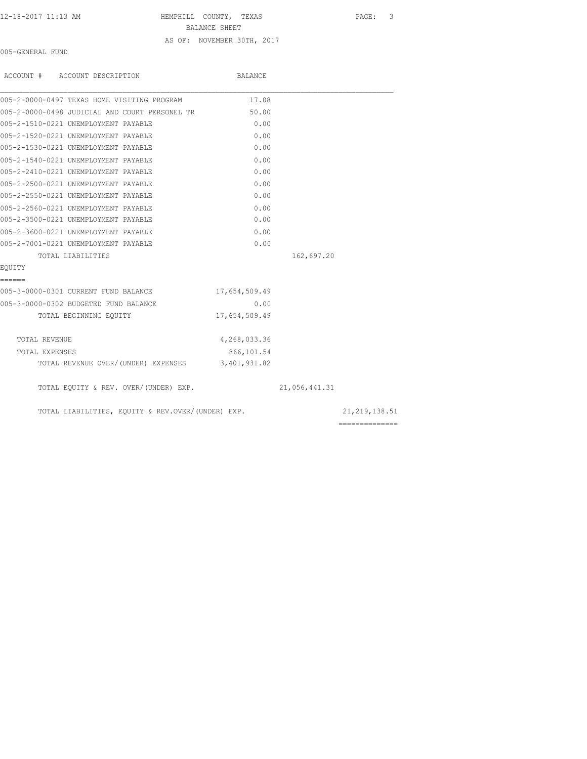HEMPHILL COUNTY, TEXAS

BALANCE SHEET

AS OF: NOVEMBER 30TH, 2017

005-GENERAL FUND

| ACCOUNT # ACCOUNT DESCRIPTION | BALANCE | | |
|---|---|---|---|
| 005-2-0000-0497 TEXAS HOME VISITING PROGRAM | 17.08 | | |
| 005-2-0000-0498 JUDICIAL AND COURT PERSONEL TR | 50.00 | | |
| 005-2-1510-0221 UNEMPLOYMENT PAYABLE | 0.00 | | |
| 005-2-1520-0221 UNEMPLOYMENT PAYABLE | 0.00 | | |
| 005-2-1530-0221 UNEMPLOYMENT PAYABLE | 0.00 | | |
| 005-2-1540-0221 UNEMPLOYMENT PAYABLE | 0.00 | | |
| 005-2-2410-0221 UNEMPLOYMENT PAYABLE | 0.00 | | |
| 005-2-2500-0221 UNEMPLOYMENT PAYABLE | 0.00 | | |
| 005-2-2550-0221 UNEMPLOYMENT PAYABLE | 0.00 | | |
| 005-2-2560-0221 UNEMPLOYMENT PAYABLE | 0.00 | | |
| 005-2-3500-0221 UNEMPLOYMENT PAYABLE | 0.00 | | |
| 005-2-3600-0221 UNEMPLOYMENT PAYABLE | 0.00 | | |
| 005-2-7001-0221 UNEMPLOYMENT PAYABLE | 0.00 | | |
| TOTAL LIABILITIES | | 162,697.20 | |
| EQUITY | | | |
| 005-3-0000-0301 CURRENT FUND BALANCE | 17,654,509.49 | | |
| 005-3-0000-0302 BUDGETED FUND BALANCE | 0.00 | | |
| TOTAL BEGINNING EQUITY | 17,654,509.49 | | |
| TOTAL REVENUE | 4,268,033.36 | | |
| TOTAL EXPENSES | 866,101.54 | | |
| TOTAL REVENUE OVER/(UNDER) EXPENSES | 3,401,931.82 | | |
| TOTAL EQUITY & REV. OVER/(UNDER) EXP. | | 21,056,441.31 | |
| TOTAL LIABILITIES, EQUITY & REV.OVER/(UNDER) EXP. | | | 21,219,138.51 |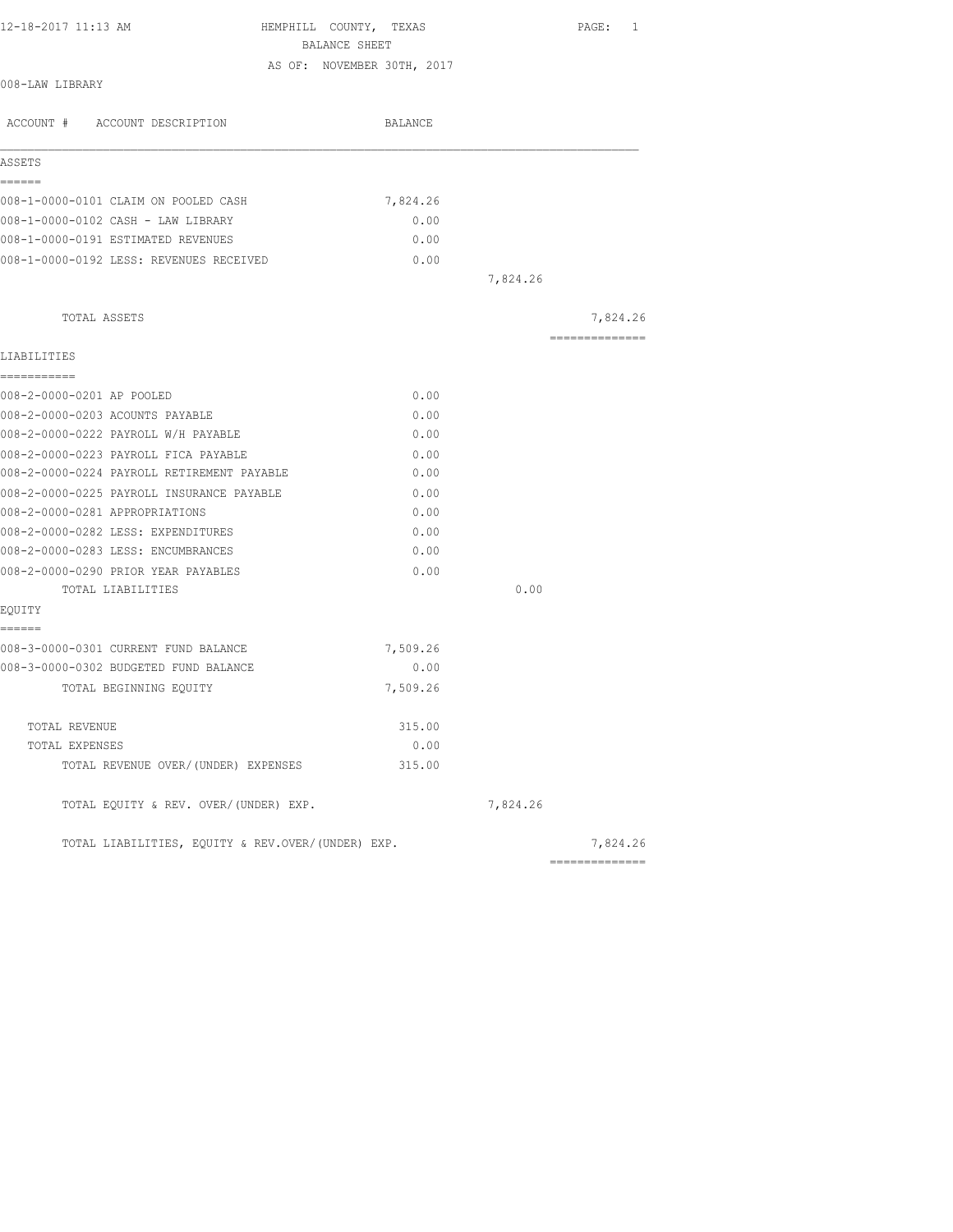12-18-2017 11:13 AM

# HEMPHILL COUNTY, TEXAS
## BALANCE SHEET
AS OF: NOVEMBER 30TH, 2017

008-LAW LIBRARY

| ACCOUNT # ACCOUNT DESCRIPTION | BALANCE | | |
|---|---|---|---|
| **ASSETS** | | | |
| 008-1-0000-0101 CLAIM ON POOLED CASH | 7,824.26 | | |
| 008-1-0000-0102 CASH - LAW LIBRARY | 0.00 | | |
| 008-1-0000-0191 ESTIMATED REVENUES | 0.00 | | |
| 008-1-0000-0192 LESS: REVENUES RECEIVED | 0.00 | | |
| | | 7,824.26 | |
| TOTAL ASSETS | | | 7,824.26 |
| **LIABILITIES** | | | |
| 008-2-0000-0201 AP POOLED | 0.00 | | |
| 008-2-0000-0203 ACOUNTS PAYABLE | 0.00 | | |
| 008-2-0000-0222 PAYROLL W/H PAYABLE | 0.00 | | |
| 008-2-0000-0223 PAYROLL FICA PAYABLE | 0.00 | | |
| 008-2-0000-0224 PAYROLL RETIREMENT PAYABLE | 0.00 | | |
| 008-2-0000-0225 PAYROLL INSURANCE PAYABLE | 0.00 | | |
| 008-2-0000-0281 APPROPRIATIONS | 0.00 | | |
| 008-2-0000-0282 LESS: EXPENDITURES | 0.00 | | |
| 008-2-0000-0283 LESS: ENCUMBRANCES | 0.00 | | |
| 008-2-0000-0290 PRIOR YEAR PAYABLES | 0.00 | | |
| TOTAL LIABILITIES | | 0.00 | |
| **EQUITY** | | | |
| 008-3-0000-0301 CURRENT FUND BALANCE | 7,509.26 | | |
| 008-3-0000-0302 BUDGETED FUND BALANCE | 0.00 | | |
| TOTAL BEGINNING EQUITY | 7,509.26 | | |
| TOTAL REVENUE | 315.00 | | |
| TOTAL EXPENSES | 0.00 | | |
| TOTAL REVENUE OVER/(UNDER) EXPENSES | 315.00 | | |
| TOTAL EQUITY & REV. OVER/(UNDER) EXP. | | 7,824.26 | |
| TOTAL LIABILITIES, EQUITY & REV.OVER/(UNDER) EXP. | | | 7,824.26 |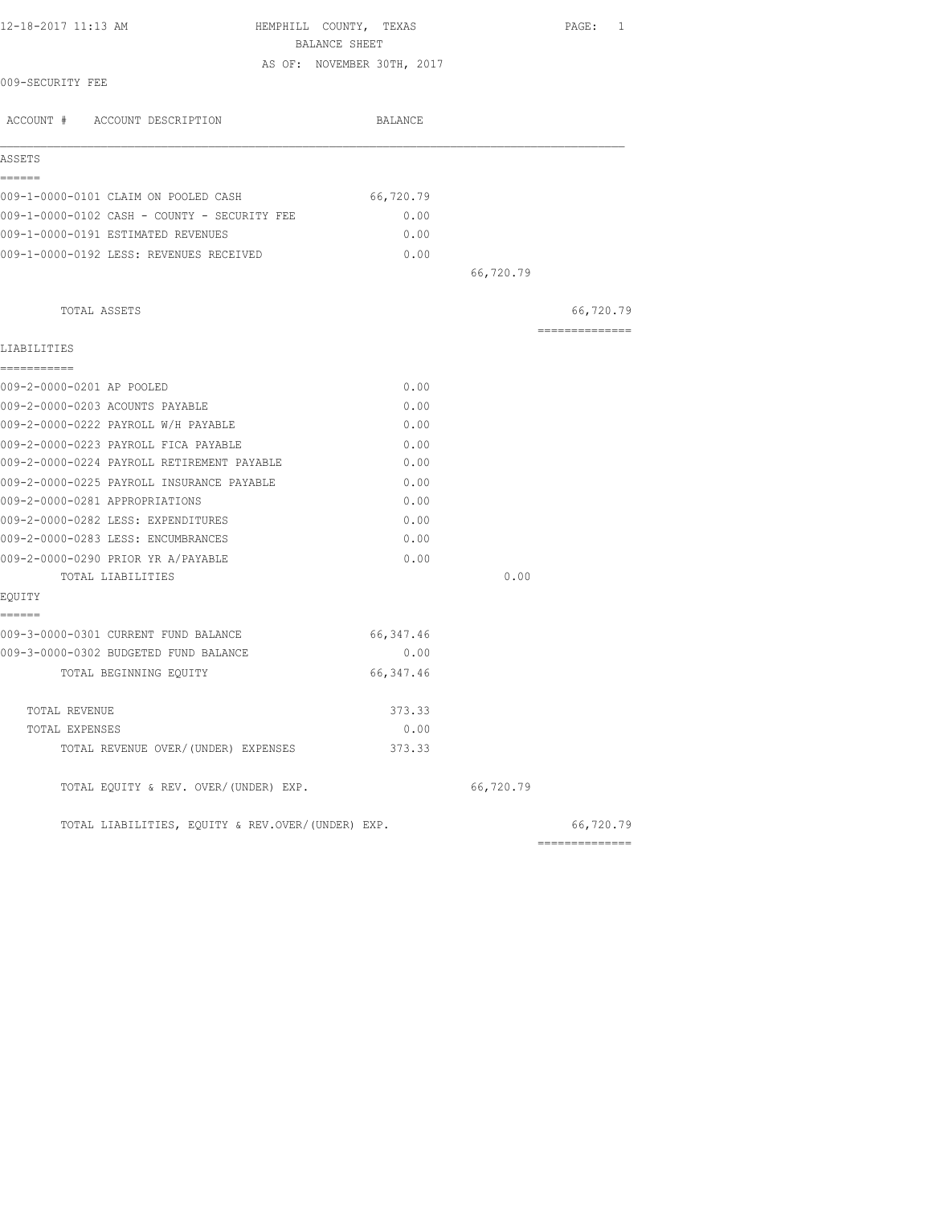HEMPHILL COUNTY, TEXAS

BALANCE SHEET

AS OF: NOVEMBER 30TH, 2017

009-SECURITY FEE

| ACCOUNT # ACCOUNT DESCRIPTION | BALANCE | | |
|---|---|---|---|
| **ASSETS** | | | |
| 009-1-0000-0101 CLAIM ON POOLED CASH | 66,720.79 | | |
| 009-1-0000-0102 CASH - COUNTY - SECURITY FEE | 0.00 | | |
| 009-1-0000-0191 ESTIMATED REVENUES | 0.00 | | |
| 009-1-0000-0192 LESS: REVENUES RECEIVED | 0.00 | | |
| | | 66,720.79 | |
| TOTAL ASSETS | | | 66,720.79 |
| **LIABILITIES** | | | |
| 009-2-0000-0201 AP POOLED | 0.00 | | |
| 009-2-0000-0203 ACOUNTS PAYABLE | 0.00 | | |
| 009-2-0000-0222 PAYROLL W/H PAYABLE | 0.00 | | |
| 009-2-0000-0223 PAYROLL FICA PAYABLE | 0.00 | | |
| 009-2-0000-0224 PAYROLL RETIREMENT PAYABLE | 0.00 | | |
| 009-2-0000-0225 PAYROLL INSURANCE PAYABLE | 0.00 | | |
| 009-2-0000-0281 APPROPRIATIONS | 0.00 | | |
| 009-2-0000-0282 LESS: EXPENDITURES | 0.00 | | |
| 009-2-0000-0283 LESS: ENCUMBRANCES | 0.00 | | |
| 009-2-0000-0290 PRIOR YR A/PAYABLE | 0.00 | | |
| TOTAL LIABILITIES | | 0.00 | |
| **EQUITY** | | | |
| 009-3-0000-0301 CURRENT FUND BALANCE | 66,347.46 | | |
| 009-3-0000-0302 BUDGETED FUND BALANCE | 0.00 | | |
| TOTAL BEGINNING EQUITY | 66,347.46 | | |
| TOTAL REVENUE | 373.33 | | |
| TOTAL EXPENSES | 0.00 | | |
| TOTAL REVENUE OVER/(UNDER) EXPENSES | 373.33 | | |
| TOTAL EQUITY & REV. OVER/(UNDER) EXP. | | 66,720.79 | |
| TOTAL LIABILITIES, EQUITY & REV.OVER/(UNDER) EXP. | | | 66,720.79 |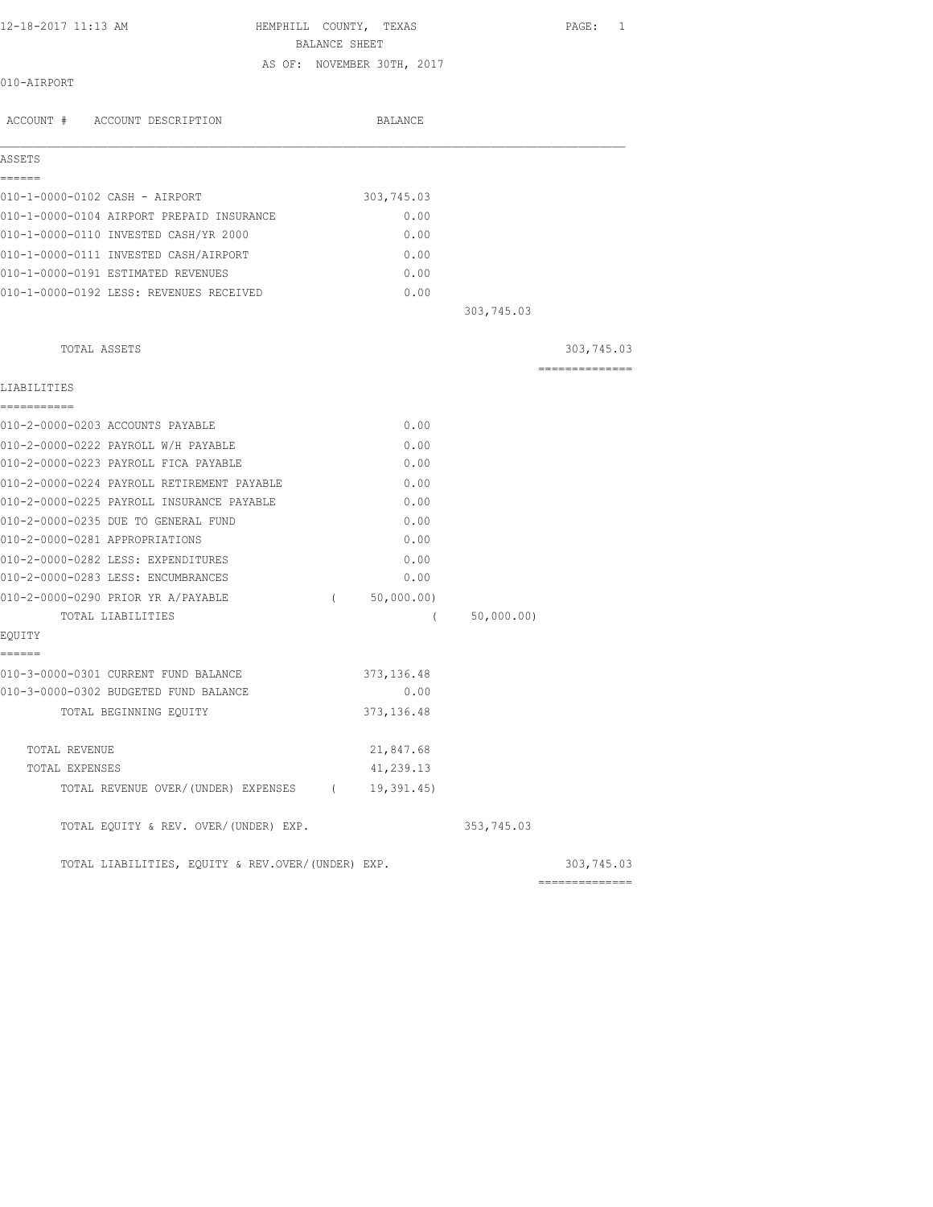12-18-2017 11:13 AM

# HEMPHILL COUNTY, TEXAS

## BALANCE SHEET

AS OF: NOVEMBER 30TH, 2017

010-AIRPORT

| ACCOUNT # | ACCOUNT DESCRIPTION | BALANCE | | |
|---|---|---|---|---|
| **ASSETS** | | | | |
| 010-1-0000-0102 | CASH - AIRPORT | 303,745.03 | | |
| 010-1-0000-0104 | AIRPORT PREPAID INSURANCE | 0.00 | | |
| 010-1-0000-0110 | INVESTED CASH/YR 2000 | 0.00 | | |
| 010-1-0000-0111 | INVESTED CASH/AIRPORT | 0.00 | | |
| 010-1-0000-0191 | ESTIMATED REVENUES | 0.00 | | |
| 010-1-0000-0192 | LESS: REVENUES RECEIVED | 0.00 | | |
| | | | 303,745.03 | |
| | TOTAL ASSETS | | | 303,745.03 |
| **LIABILITIES** | | | | |
| 010-2-0000-0203 | ACCOUNTS PAYABLE | 0.00 | | |
| 010-2-0000-0222 | PAYROLL W/H PAYABLE | 0.00 | | |
| 010-2-0000-0223 | PAYROLL FICA PAYABLE | 0.00 | | |
| 010-2-0000-0224 | PAYROLL RETIREMENT PAYABLE | 0.00 | | |
| 010-2-0000-0225 | PAYROLL INSURANCE PAYABLE | 0.00 | | |
| 010-2-0000-0235 | DUE TO GENERAL FUND | 0.00 | | |
| 010-2-0000-0281 | APPROPRIATIONS | 0.00 | | |
| 010-2-0000-0282 | LESS: EXPENDITURES | 0.00 | | |
| 010-2-0000-0283 | LESS: ENCUMBRANCES | 0.00 | | |
| 010-2-0000-0290 | PRIOR YR A/PAYABLE | ( 50,000.00) | | |
| | TOTAL LIABILITIES | | ( 50,000.00) | |
| **EQUITY** | | | | |
| 010-3-0000-0301 | CURRENT FUND BALANCE | 373,136.48 | | |
| 010-3-0000-0302 | BUDGETED FUND BALANCE | 0.00 | | |
| | TOTAL BEGINNING EQUITY | 373,136.48 | | |
| | TOTAL REVENUE | 21,847.68 | | |
| | TOTAL EXPENSES | 41,239.13 | | |
| | TOTAL REVENUE OVER/(UNDER) EXPENSES | ( 19,391.45) | | |
| | TOTAL EQUITY & REV. OVER/(UNDER) EXP. | | 353,745.03 | |
| | TOTAL LIABILITIES, EQUITY & REV.OVER/(UNDER) EXP. | | | 303,745.03 |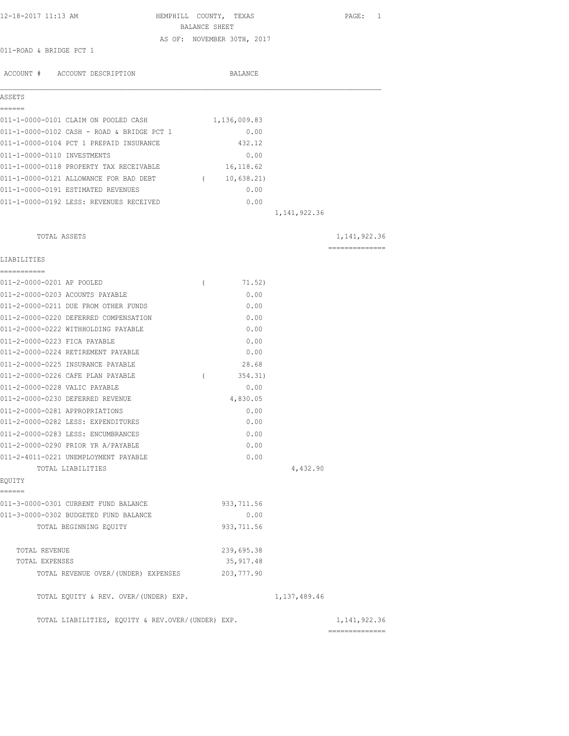12-18-2017 11:13 AM HEMPHILL COUNTY, TEXAS PAGE: 1

BALANCE SHEET

AS OF: NOVEMBER 30TH, 2017

011-ROAD & BRIDGE PCT 1

| ACCOUNT # ACCOUNT DESCRIPTION | BALANCE | | |
|---|---|---|---|
| **ASSETS** | | | |
| 011-1-0000-0101 CLAIM ON POOLED CASH | 1,136,009.83 | | |
| 011-1-0000-0102 CASH - ROAD & BRIDGE PCT 1 | 0.00 | | |
| 011-1-0000-0104 PCT 1 PREPAID INSURANCE | 432.12 | | |
| 011-1-0000-0110 INVESTMENTS | 0.00 | | |
| 011-1-0000-0118 PROPERTY TAX RECEIVABLE | 16,118.62 | | |
| 011-1-0000-0121 ALLOWANCE FOR BAD DEBT | ( 10,638.21) | | |
| 011-1-0000-0191 ESTIMATED REVENUES | 0.00 | | |
| 011-1-0000-0192 LESS: REVENUES RECEIVED | 0.00 | | |
| | | 1,141,922.36 | |
| TOTAL ASSETS | | | 1,141,922.36 |
| **LIABILITIES** | | | |
| 011-2-0000-0201 AP POOLED | ( 71.52) | | |
| 011-2-0000-0203 ACOUNTS PAYABLE | 0.00 | | |
| 011-2-0000-0211 DUE FROM OTHER FUNDS | 0.00 | | |
| 011-2-0000-0220 DEFERRED COMPENSATION | 0.00 | | |
| 011-2-0000-0222 WITHHOLDING PAYABLE | 0.00 | | |
| 011-2-0000-0223 FICA PAYABLE | 0.00 | | |
| 011-2-0000-0224 RETIREMENT PAYABLE | 0.00 | | |
| 011-2-0000-0225 INSURANCE PAYABLE | 28.68 | | |
| 011-2-0000-0226 CAFE PLAN PAYABLE | ( 354.31) | | |
| 011-2-0000-0228 VALIC PAYABLE | 0.00 | | |
| 011-2-0000-0230 DEFERRED REVENUE | 4,830.05 | | |
| 011-2-0000-0281 APPROPRIATIONS | 0.00 | | |
| 011-2-0000-0282 LESS: EXPENDITURES | 0.00 | | |
| 011-2-0000-0283 LESS: ENCUMBRANCES | 0.00 | | |
| 011-2-0000-0290 PRIOR YR A/PAYABLE | 0.00 | | |
| 011-2-4011-0221 UNEMPLOYMENT PAYABLE | 0.00 | | |
| TOTAL LIABILITIES | | 4,432.90 | |
| **EQUITY** | | | |
| 011-3-0000-0301 CURRENT FUND BALANCE | 933,711.56 | | |
| 011-3-0000-0302 BUDGETED FUND BALANCE | 0.00 | | |
| TOTAL BEGINNING EQUITY | 933,711.56 | | |
| TOTAL REVENUE | 239,695.38 | | |
| TOTAL EXPENSES | 35,917.48 | | |
| TOTAL REVENUE OVER/(UNDER) EXPENSES | 203,777.90 | | |
| TOTAL EQUITY & REV. OVER/(UNDER) EXP. | | 1,137,489.46 | |
| TOTAL LIABILITIES, EQUITY & REV.OVER/(UNDER) EXP. | | | 1,141,922.36 |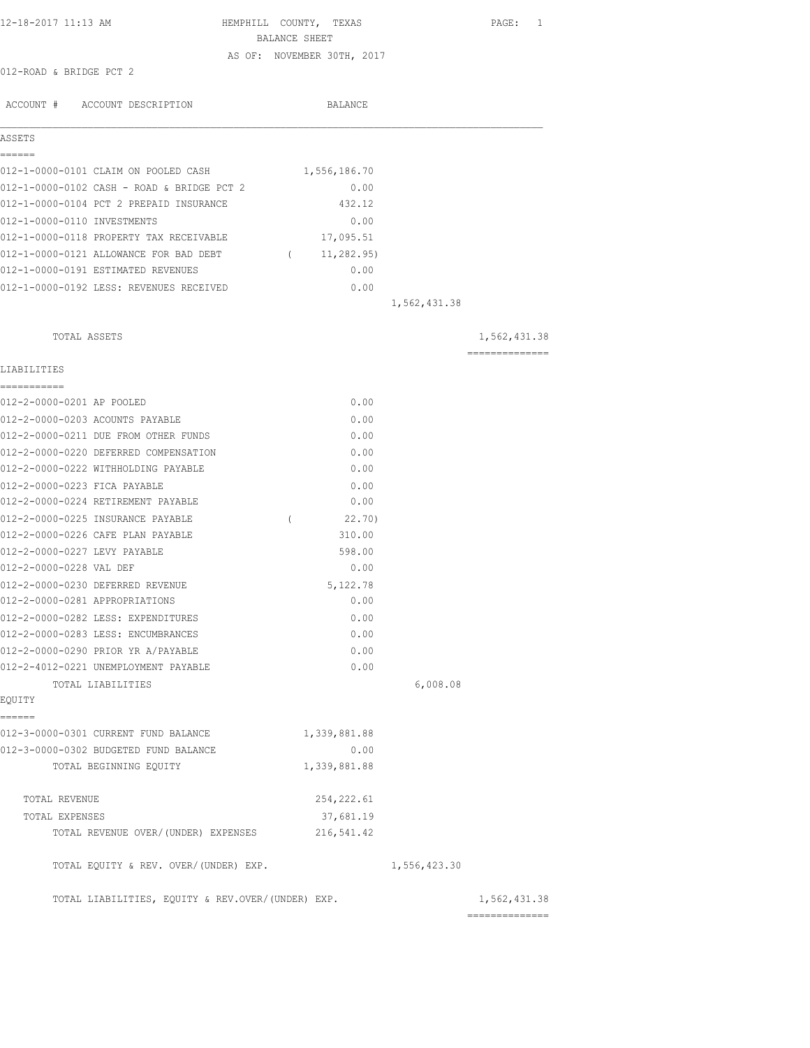12-18-2017 11:13 AM HEMPHILL COUNTY, TEXAS

BALANCE SHEET

AS OF: NOVEMBER 30TH, 2017

012-ROAD & BRIDGE PCT 2

| ACCOUNT # | ACCOUNT DESCRIPTION | BALANCE | | |
|---|---|---|---|---|
| **ASSETS** | | | | |
| 012-1-0000-0101 | CLAIM ON POOLED CASH | 1,556,186.70 | | |
| 012-1-0000-0102 | CASH - ROAD & BRIDGE PCT 2 | 0.00 | | |
| 012-1-0000-0104 | PCT 2 PREPAID INSURANCE | 432.12 | | |
| 012-1-0000-0110 | INVESTMENTS | 0.00 | | |
| 012-1-0000-0118 | PROPERTY TAX RECEIVABLE | 17,095.51 | | |
| 012-1-0000-0121 | ALLOWANCE FOR BAD DEBT | ( 11,282.95) | | |
| 012-1-0000-0191 | ESTIMATED REVENUES | 0.00 | | |
| 012-1-0000-0192 | LESS: REVENUES RECEIVED | 0.00 | | |
| | | | 1,562,431.38 | |
| | TOTAL ASSETS | | | 1,562,431.38 |
| **LIABILITIES** | | | | |
| 012-2-0000-0201 | AP POOLED | 0.00 | | |
| 012-2-0000-0203 | ACOUNTS PAYABLE | 0.00 | | |
| 012-2-0000-0211 | DUE FROM OTHER FUNDS | 0.00 | | |
| 012-2-0000-0220 | DEFERRED COMPENSATION | 0.00 | | |
| 012-2-0000-0222 | WITHHOLDING PAYABLE | 0.00 | | |
| 012-2-0000-0223 | FICA PAYABLE | 0.00 | | |
| 012-2-0000-0224 | RETIREMENT PAYABLE | 0.00 | | |
| 012-2-0000-0225 | INSURANCE PAYABLE | ( 22.70) | | |
| 012-2-0000-0226 | CAFE PLAN PAYABLE | 310.00 | | |
| 012-2-0000-0227 | LEVY PAYABLE | 598.00 | | |
| 012-2-0000-0228 | VAL DEF | 0.00 | | |
| 012-2-0000-0230 | DEFERRED REVENUE | 5,122.78 | | |
| 012-2-0000-0281 | APPROPRIATIONS | 0.00 | | |
| 012-2-0000-0282 | LESS: EXPENDITURES | 0.00 | | |
| 012-2-0000-0283 | LESS: ENCUMBRANCES | 0.00 | | |
| 012-2-0000-0290 | PRIOR YR A/PAYABLE | 0.00 | | |
| 012-2-4012-0221 | UNEMPLOYMENT PAYABLE | 0.00 | | |
| | TOTAL LIABILITIES | | 6,008.08 | |
| **EQUITY** | | | | |
| 012-3-0000-0301 | CURRENT FUND BALANCE | 1,339,881.88 | | |
| 012-3-0000-0302 | BUDGETED FUND BALANCE | 0.00 | | |
| | TOTAL BEGINNING EQUITY | 1,339,881.88 | | |
| | TOTAL REVENUE | 254,222.61 | | |
| | TOTAL EXPENSES | 37,681.19 | | |
| | TOTAL REVENUE OVER/(UNDER) EXPENSES | 216,541.42 | | |
| | TOTAL EQUITY & REV. OVER/(UNDER) EXP. | | 1,556,423.30 | |
| | TOTAL LIABILITIES, EQUITY & REV.OVER/(UNDER) EXP. | | | 1,562,431.38 |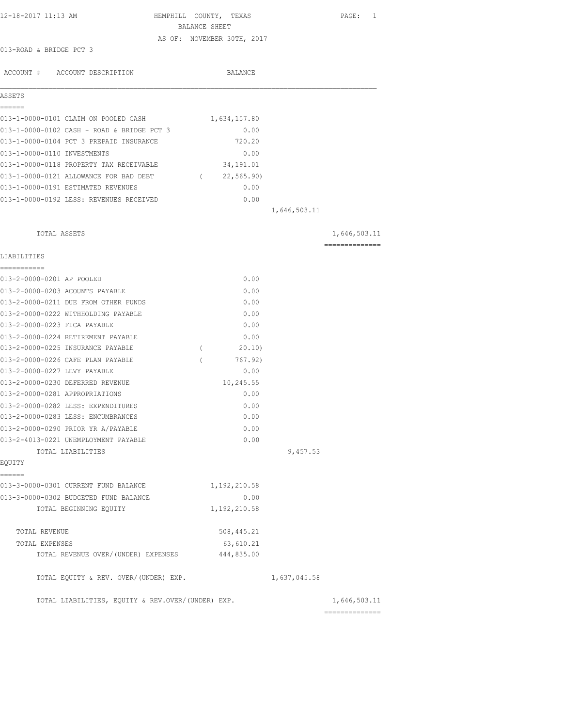12-18-2017 11:13 AM

# HEMPHILL COUNTY, TEXAS

## BALANCE SHEET

AS OF: NOVEMBER 30TH, 2017

013-ROAD & BRIDGE PCT 3

| ACCOUNT # | ACCOUNT DESCRIPTION | BALANCE | | |
|---|---|---|---|---|
| **ASSETS** | | | | |
| 013-1-0000-0101 | CLAIM ON POOLED CASH | 1,634,157.80 | | |
| 013-1-0000-0102 | CASH - ROAD & BRIDGE PCT 3 | 0.00 | | |
| 013-1-0000-0104 | PCT 3 PREPAID INSURANCE | 720.20 | | |
| 013-1-0000-0110 | INVESTMENTS | 0.00 | | |
| 013-1-0000-0118 | PROPERTY TAX RECEIVABLE | 34,191.01 | | |
| 013-1-0000-0121 | ALLOWANCE FOR BAD DEBT | ( 22,565.90) | | |
| 013-1-0000-0191 | ESTIMATED REVENUES | 0.00 | | |
| 013-1-0000-0192 | LESS: REVENUES RECEIVED | 0.00 | | |
| | | | 1,646,503.11 | |
| | TOTAL ASSETS | | | 1,646,503.11 |
| **LIABILITIES** | | | | |
| 013-2-0000-0201 | AP POOLED | 0.00 | | |
| 013-2-0000-0203 | ACOUNTS PAYABLE | 0.00 | | |
| 013-2-0000-0211 | DUE FROM OTHER FUNDS | 0.00 | | |
| 013-2-0000-0222 | WITHHOLDING PAYABLE | 0.00 | | |
| 013-2-0000-0223 | FICA PAYABLE | 0.00 | | |
| 013-2-0000-0224 | RETIREMENT PAYABLE | 0.00 | | |
| 013-2-0000-0225 | INSURANCE PAYABLE | ( 20.10) | | |
| 013-2-0000-0226 | CAFE PLAN PAYABLE | ( 767.92) | | |
| 013-2-0000-0227 | LEVY PAYABLE | 0.00 | | |
| 013-2-0000-0230 | DEFERRED REVENUE | 10,245.55 | | |
| 013-2-0000-0281 | APPROPRIATIONS | 0.00 | | |
| 013-2-0000-0282 | LESS: EXPENDITURES | 0.00 | | |
| 013-2-0000-0283 | LESS: ENCUMBRANCES | 0.00 | | |
| 013-2-0000-0290 | PRIOR YR A/PAYABLE | 0.00 | | |
| 013-2-4013-0221 | UNEMPLOYMENT PAYABLE | 0.00 | | |
| | TOTAL LIABILITIES | | 9,457.53 | |
| **EQUITY** | | | | |
| 013-3-0000-0301 | CURRENT FUND BALANCE | 1,192,210.58 | | |
| 013-3-0000-0302 | BUDGETED FUND BALANCE | 0.00 | | |
| | TOTAL BEGINNING EQUITY | 1,192,210.58 | | |
| | TOTAL REVENUE | 508,445.21 | | |
| | TOTAL EXPENSES | 63,610.21 | | |
| | TOTAL REVENUE OVER/(UNDER) EXPENSES | 444,835.00 | | |
| | TOTAL EQUITY & REV. OVER/(UNDER) EXP. | | 1,637,045.58 | |
| | TOTAL LIABILITIES, EQUITY & REV.OVER/(UNDER) EXP. | | | 1,646,503.11 |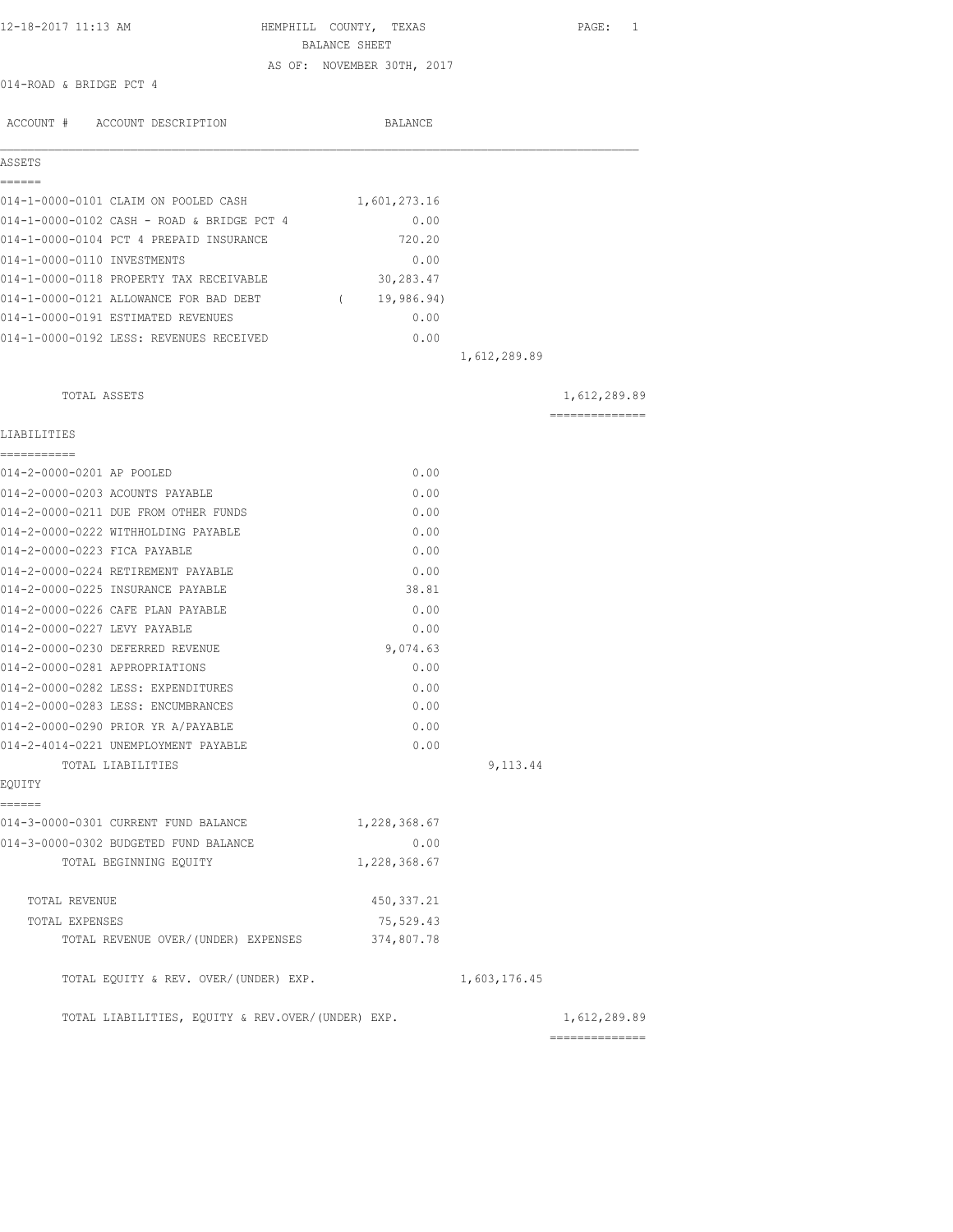HEMPHILL COUNTY, TEXAS
BALANCE SHEET
AS OF: NOVEMBER 30TH, 2017

12-18-2017 11:13 AM

014-ROAD & BRIDGE PCT 4

| ACCOUNT # | ACCOUNT DESCRIPTION | BALANCE | | |
|---|---|---|---|---|
| **ASSETS** | | | | |
| 014-1-0000-0101 | CLAIM ON POOLED CASH | 1,601,273.16 | | |
| 014-1-0000-0102 | CASH - ROAD & BRIDGE PCT 4 | 0.00 | | |
| 014-1-0000-0104 | PCT 4 PREPAID INSURANCE | 720.20 | | |
| 014-1-0000-0110 | INVESTMENTS | 0.00 | | |
| 014-1-0000-0118 | PROPERTY TAX RECEIVABLE | 30,283.47 | | |
| 014-1-0000-0121 | ALLOWANCE FOR BAD DEBT | ( 19,986.94) | | |
| 014-1-0000-0191 | ESTIMATED REVENUES | 0.00 | | |
| 014-1-0000-0192 | LESS: REVENUES RECEIVED | 0.00 | | |
| | | | 1,612,289.89 | |
| | TOTAL ASSETS | | | 1,612,289.89 |
| **LIABILITIES** | | | | |
| 014-2-0000-0201 | AP POOLED | 0.00 | | |
| 014-2-0000-0203 | ACOUNTS PAYABLE | 0.00 | | |
| 014-2-0000-0211 | DUE FROM OTHER FUNDS | 0.00 | | |
| 014-2-0000-0222 | WITHHOLDING PAYABLE | 0.00 | | |
| 014-2-0000-0223 | FICA PAYABLE | 0.00 | | |
| 014-2-0000-0224 | RETIREMENT PAYABLE | 0.00 | | |
| 014-2-0000-0225 | INSURANCE PAYABLE | 38.81 | | |
| 014-2-0000-0226 | CAFE PLAN PAYABLE | 0.00 | | |
| 014-2-0000-0227 | LEVY PAYABLE | 0.00 | | |
| 014-2-0000-0230 | DEFERRED REVENUE | 9,074.63 | | |
| 014-2-0000-0281 | APPROPRIATIONS | 0.00 | | |
| 014-2-0000-0282 | LESS: EXPENDITURES | 0.00 | | |
| 014-2-0000-0283 | LESS: ENCUMBRANCES | 0.00 | | |
| 014-2-0000-0290 | PRIOR YR A/PAYABLE | 0.00 | | |
| 014-2-4014-0221 | UNEMPLOYMENT PAYABLE | 0.00 | | |
| | TOTAL LIABILITIES | | 9,113.44 | |
| **EQUITY** | | | | |
| 014-3-0000-0301 | CURRENT FUND BALANCE | 1,228,368.67 | | |
| 014-3-0000-0302 | BUDGETED FUND BALANCE | 0.00 | | |
| | TOTAL BEGINNING EQUITY | 1,228,368.67 | | |
| | TOTAL REVENUE | 450,337.21 | | |
| | TOTAL EXPENSES | 75,529.43 | | |
| | TOTAL REVENUE OVER/(UNDER) EXPENSES | 374,807.78 | | |
| | TOTAL EQUITY & REV. OVER/(UNDER) EXP. | | 1,603,176.45 | |
| | TOTAL LIABILITIES, EQUITY & REV.OVER/(UNDER) EXP. | | | 1,612,289.89 |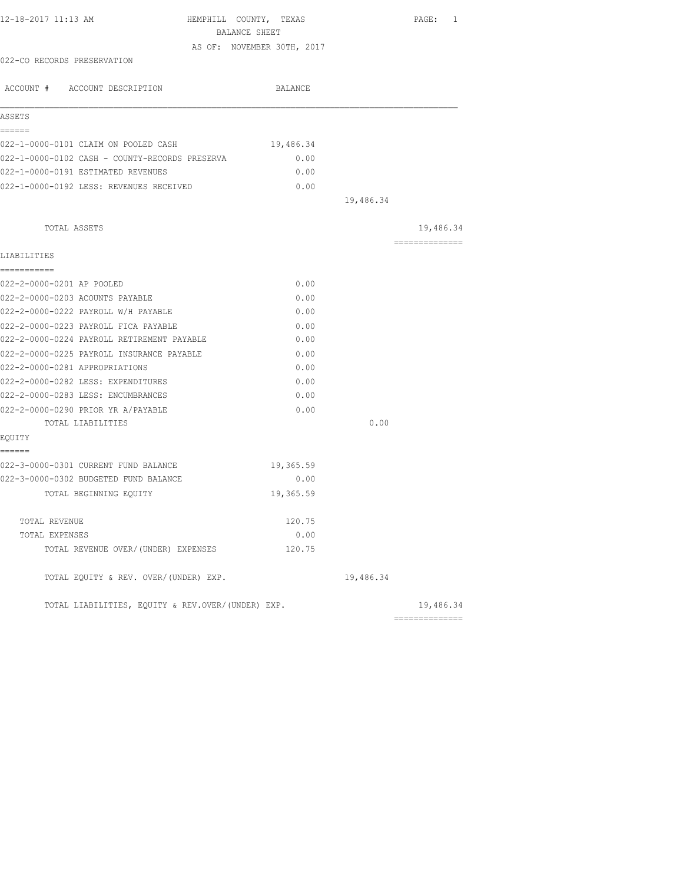12-18-2017 11:13 AM

# HEMPHILL COUNTY, TEXAS

## BALANCE SHEET

AS OF: NOVEMBER 30TH, 2017

022-CO RECORDS PRESERVATION

| ACCOUNT # ACCOUNT DESCRIPTION | BALANCE | | |
|---|---|---|---|
| **ASSETS** | | | |
| 022-1-0000-0101 CLAIM ON POOLED CASH | 19,486.34 | | |
| 022-1-0000-0102 CASH - COUNTY-RECORDS PRESERVA | 0.00 | | |
| 022-1-0000-0191 ESTIMATED REVENUES | 0.00 | | |
| 022-1-0000-0192 LESS: REVENUES RECEIVED | 0.00 | | |
| | | 19,486.34 | |
| TOTAL ASSETS | | | 19,486.34 |
| **LIABILITIES** | | | |
| 022-2-0000-0201 AP POOLED | 0.00 | | |
| 022-2-0000-0203 ACOUNTS PAYABLE | 0.00 | | |
| 022-2-0000-0222 PAYROLL W/H PAYABLE | 0.00 | | |
| 022-2-0000-0223 PAYROLL FICA PAYABLE | 0.00 | | |
| 022-2-0000-0224 PAYROLL RETIREMENT PAYABLE | 0.00 | | |
| 022-2-0000-0225 PAYROLL INSURANCE PAYABLE | 0.00 | | |
| 022-2-0000-0281 APPROPRIATIONS | 0.00 | | |
| 022-2-0000-0282 LESS: EXPENDITURES | 0.00 | | |
| 022-2-0000-0283 LESS: ENCUMBRANCES | 0.00 | | |
| 022-2-0000-0290 PRIOR YR A/PAYABLE | 0.00 | | |
| TOTAL LIABILITIES | | 0.00 | |
| **EQUITY** | | | |
| 022-3-0000-0301 CURRENT FUND BALANCE | 19,365.59 | | |
| 022-3-0000-0302 BUDGETED FUND BALANCE | 0.00 | | |
| TOTAL BEGINNING EQUITY | 19,365.59 | | |
| TOTAL REVENUE | 120.75 | | |
| TOTAL EXPENSES | 0.00 | | |
| TOTAL REVENUE OVER/(UNDER) EXPENSES | 120.75 | | |
| TOTAL EQUITY & REV. OVER/(UNDER) EXP. | | 19,486.34 | |
| TOTAL LIABILITIES, EQUITY & REV.OVER/(UNDER) EXP. | | | 19,486.34 |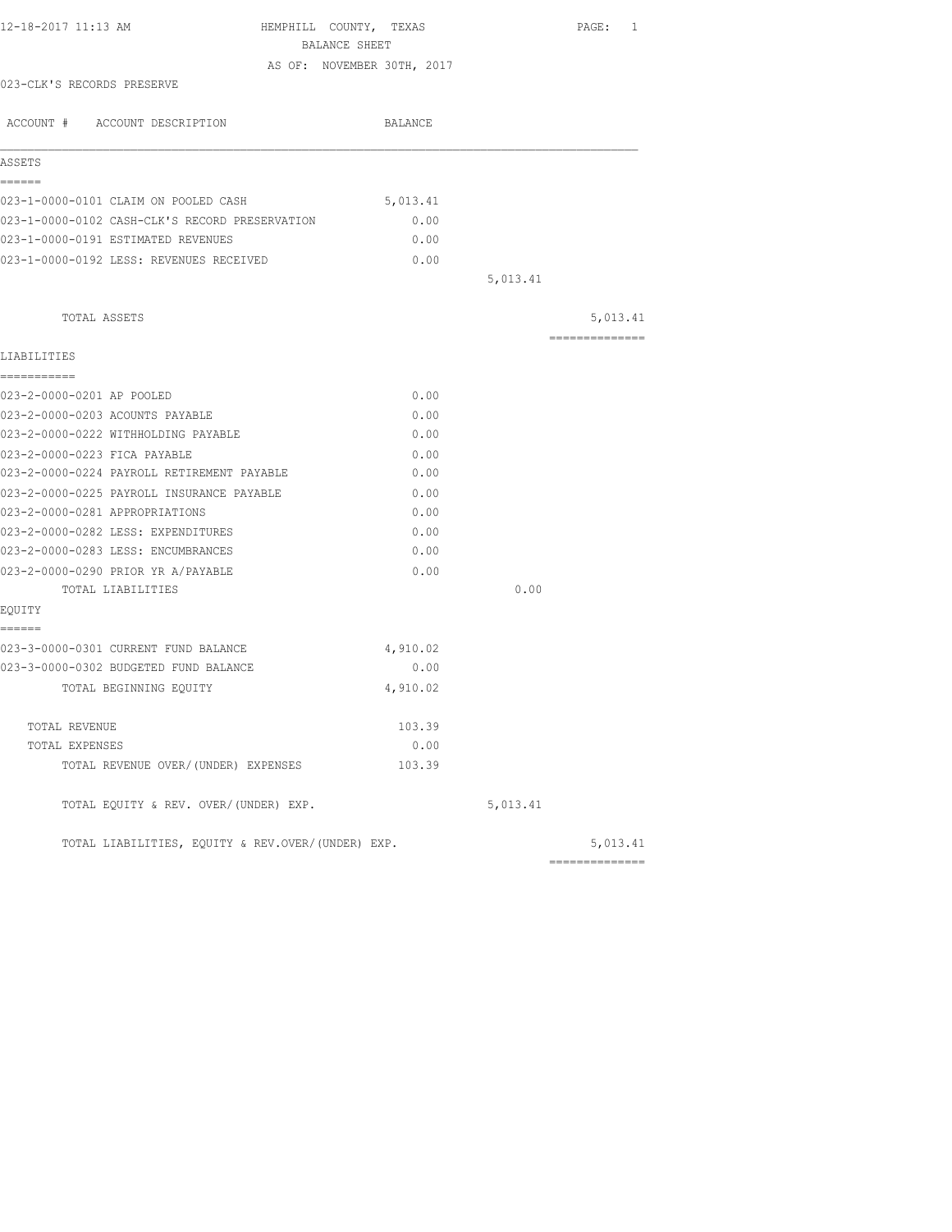12-18-2017 11:13 AM

# HEMPHILL COUNTY, TEXAS
## BALANCE SHEET
### AS OF: NOVEMBER 30TH, 2017

023-CLK'S RECORDS PRESERVE

| ACCOUNT # | ACCOUNT DESCRIPTION | BALANCE | | |
|---|---|---|---|---|
| **ASSETS** | | | | |
| 023-1-0000-0101 | CLAIM ON POOLED CASH | 5,013.41 | | |
| 023-1-0000-0102 | CASH-CLK'S RECORD PRESERVATION | 0.00 | | |
| 023-1-0000-0191 | ESTIMATED REVENUES | 0.00 | | |
| 023-1-0000-0192 | LESS: REVENUES RECEIVED | 0.00 | | |
| | | | 5,013.41 | |
| | TOTAL ASSETS | | | 5,013.41 |
| **LIABILITIES** | | | | |
| 023-2-0000-0201 | AP POOLED | 0.00 | | |
| 023-2-0000-0203 | ACOUNTS PAYABLE | 0.00 | | |
| 023-2-0000-0222 | WITHHOLDING PAYABLE | 0.00 | | |
| 023-2-0000-0223 | FICA PAYABLE | 0.00 | | |
| 023-2-0000-0224 | PAYROLL RETIREMENT PAYABLE | 0.00 | | |
| 023-2-0000-0225 | PAYROLL INSURANCE PAYABLE | 0.00 | | |
| 023-2-0000-0281 | APPROPRIATIONS | 0.00 | | |
| 023-2-0000-0282 | LESS: EXPENDITURES | 0.00 | | |
| 023-2-0000-0283 | LESS: ENCUMBRANCES | 0.00 | | |
| 023-2-0000-0290 | PRIOR YR A/PAYABLE | 0.00 | | |
| | TOTAL LIABILITIES | | 0.00 | |
| **EQUITY** | | | | |
| 023-3-0000-0301 | CURRENT FUND BALANCE | 4,910.02 | | |
| 023-3-0000-0302 | BUDGETED FUND BALANCE | 0.00 | | |
| | TOTAL BEGINNING EQUITY | 4,910.02 | | |
| | TOTAL REVENUE | 103.39 | | |
| | TOTAL EXPENSES | 0.00 | | |
| | TOTAL REVENUE OVER/(UNDER) EXPENSES | 103.39 | | |
| | TOTAL EQUITY & REV. OVER/(UNDER) EXP. | | 5,013.41 | |
| | TOTAL LIABILITIES, EQUITY & REV.OVER/(UNDER) EXP. | | | 5,013.41 |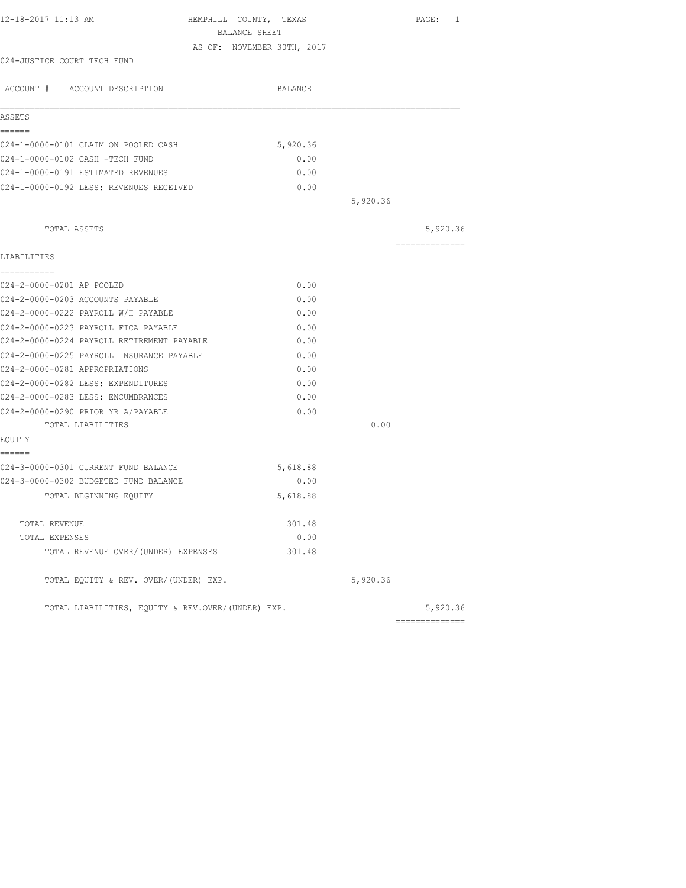12-18-2017 11:13 AM

# HEMPHILL COUNTY, TEXAS

## BALANCE SHEET

AS OF: NOVEMBER 30TH, 2017

024-JUSTICE COURT TECH FUND

| ACCOUNT # ACCOUNT DESCRIPTION | BALANCE | | |
|---|---|---|---|
| **ASSETS** | | | |
| 024-1-0000-0101 CLAIM ON POOLED CASH | 5,920.36 | | |
| 024-1-0000-0102 CASH -TECH FUND | 0.00 | | |
| 024-1-0000-0191 ESTIMATED REVENUES | 0.00 | | |
| 024-1-0000-0192 LESS: REVENUES RECEIVED | 0.00 | | |
| | | 5,920.36 | |
| TOTAL ASSETS | | | 5,920.36 |
| **LIABILITIES** | | | |
| 024-2-0000-0201 AP POOLED | 0.00 | | |
| 024-2-0000-0203 ACCOUNTS PAYABLE | 0.00 | | |
| 024-2-0000-0222 PAYROLL W/H PAYABLE | 0.00 | | |
| 024-2-0000-0223 PAYROLL FICA PAYABLE | 0.00 | | |
| 024-2-0000-0224 PAYROLL RETIREMENT PAYABLE | 0.00 | | |
| 024-2-0000-0225 PAYROLL INSURANCE PAYABLE | 0.00 | | |
| 024-2-0000-0281 APPROPRIATIONS | 0.00 | | |
| 024-2-0000-0282 LESS: EXPENDITURES | 0.00 | | |
| 024-2-0000-0283 LESS: ENCUMBRANCES | 0.00 | | |
| 024-2-0000-0290 PRIOR YR A/PAYABLE | 0.00 | | |
| TOTAL LIABILITIES | | 0.00 | |
| **EQUITY** | | | |
| 024-3-0000-0301 CURRENT FUND BALANCE | 5,618.88 | | |
| 024-3-0000-0302 BUDGETED FUND BALANCE | 0.00 | | |
| TOTAL BEGINNING EQUITY | 5,618.88 | | |
| TOTAL REVENUE | 301.48 | | |
| TOTAL EXPENSES | 0.00 | | |
| TOTAL REVENUE OVER/(UNDER) EXPENSES | 301.48 | | |
| TOTAL EQUITY & REV. OVER/(UNDER) EXP. | | 5,920.36 | |
| TOTAL LIABILITIES, EQUITY & REV.OVER/(UNDER) EXP. | | | 5,920.36 |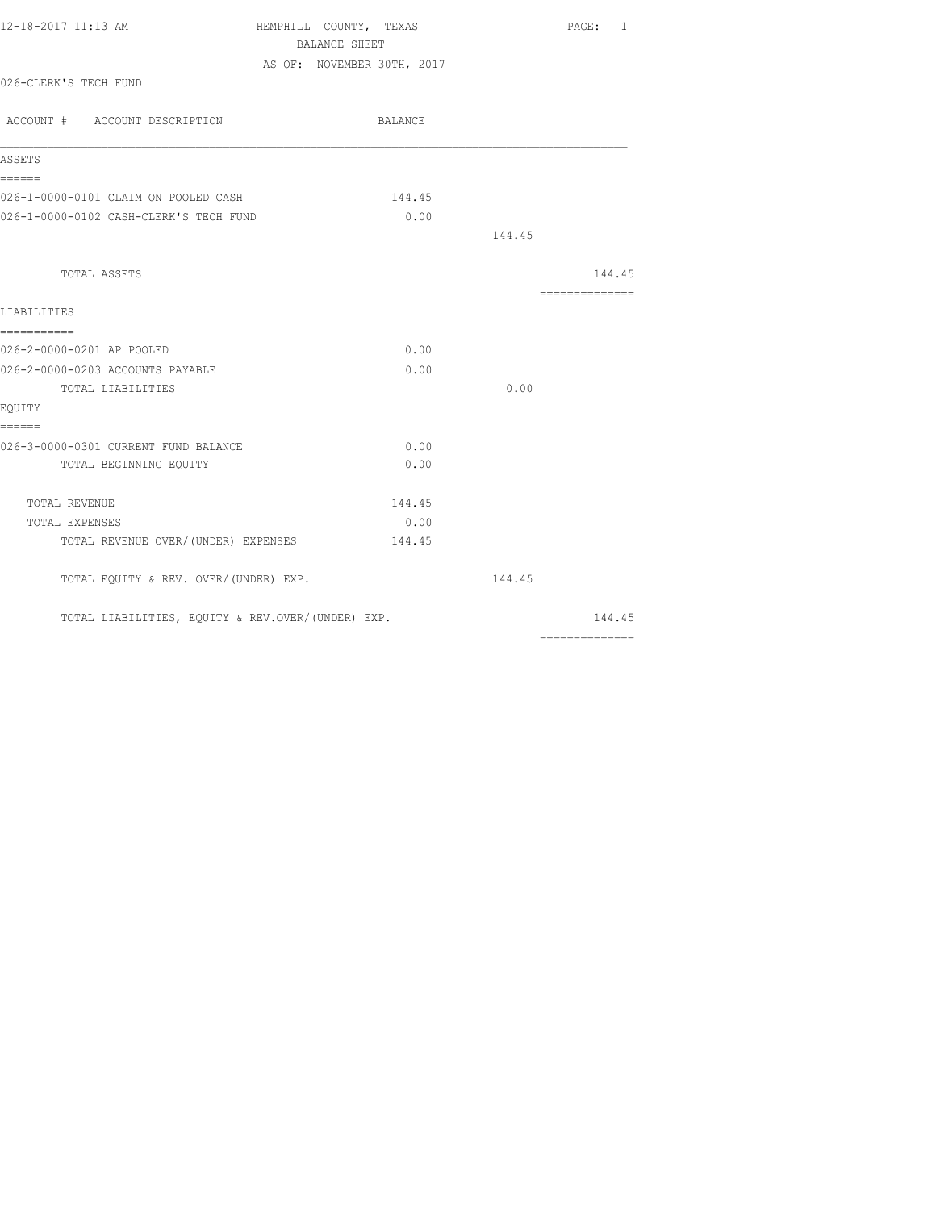12-18-2017 11:13 AM

# HEMPHILL COUNTY, TEXAS

## BALANCE SHEET

AS OF: NOVEMBER 30TH, 2017

026-CLERK'S TECH FUND

| ACCOUNT # ACCOUNT DESCRIPTION | BALANCE | | |
|---|---|---|---|
| **ASSETS** | | | |
| 026-1-0000-0101 CLAIM ON POOLED CASH | 144.45 | | |
| 026-1-0000-0102 CASH-CLERK'S TECH FUND | 0.00 | | |
| | | 144.45 | |
| TOTAL ASSETS | | | 144.45 |
| **LIABILITIES** | | | |
| 026-2-0000-0201 AP POOLED | 0.00 | | |
| 026-2-0000-0203 ACCOUNTS PAYABLE | 0.00 | | |
| TOTAL LIABILITIES | | 0.00 | |
| **EQUITY** | | | |
| 026-3-0000-0301 CURRENT FUND BALANCE | 0.00 | | |
| TOTAL BEGINNING EQUITY | 0.00 | | |
| TOTAL REVENUE | 144.45 | | |
| TOTAL EXPENSES | 0.00 | | |
| TOTAL REVENUE OVER/(UNDER) EXPENSES | 144.45 | | |
| TOTAL EQUITY & REV. OVER/(UNDER) EXP. | | 144.45 | |
| TOTAL LIABILITIES, EQUITY & REV.OVER/(UNDER) EXP. | | | 144.45 |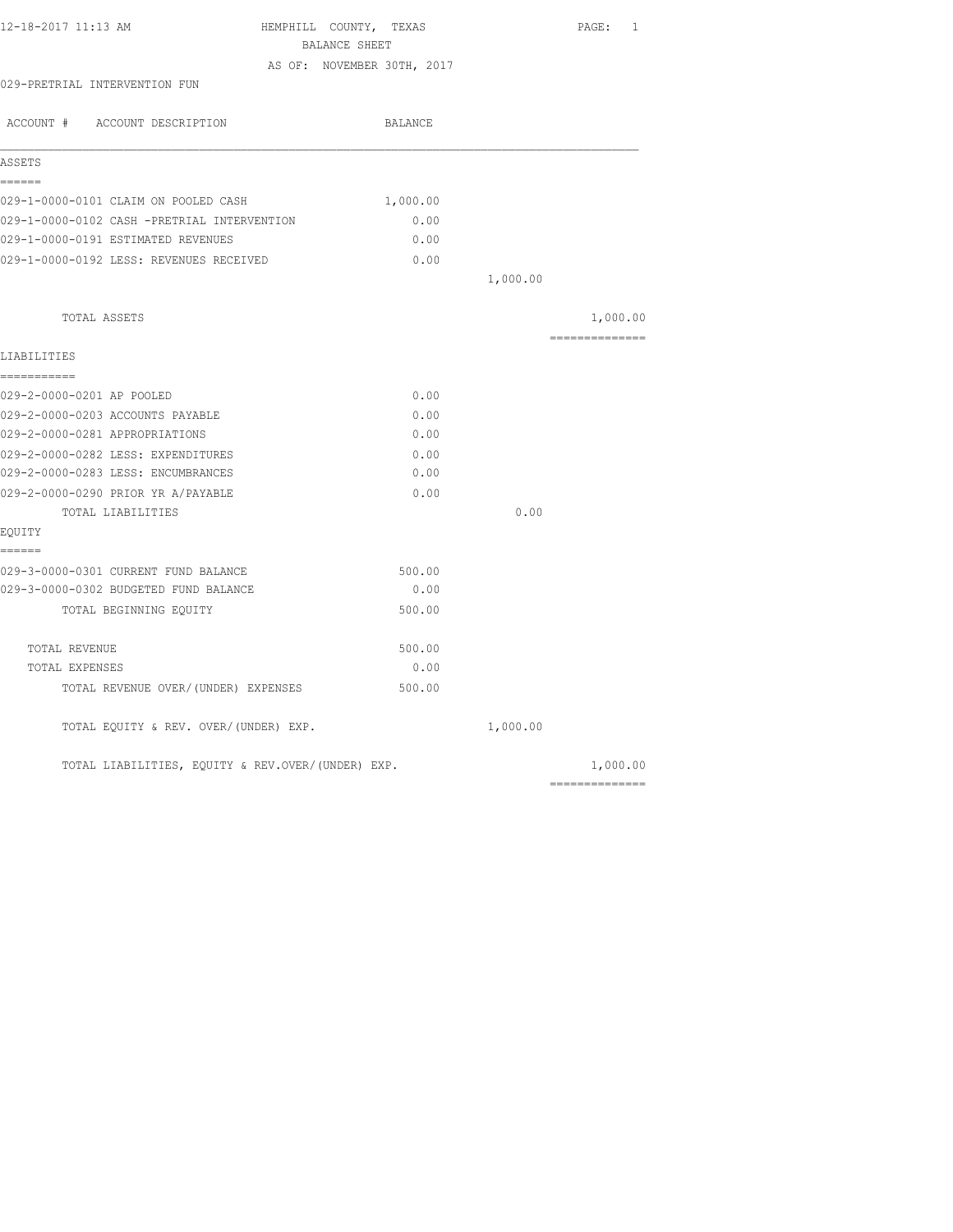12-18-2017 11:13 AM

HEMPHILL COUNTY, TEXAS

BALANCE SHEET

AS OF: NOVEMBER 30TH, 2017

029-PRETRIAL INTERVENTION FUN

| ACCOUNT # ACCOUNT DESCRIPTION | BALANCE | | |
|---|---|---|---|
| **ASSETS** | | | |
| 029-1-0000-0101 CLAIM ON POOLED CASH | 1,000.00 | | |
| 029-1-0000-0102 CASH -PRETRIAL INTERVENTION | 0.00 | | |
| 029-1-0000-0191 ESTIMATED REVENUES | 0.00 | | |
| 029-1-0000-0192 LESS: REVENUES RECEIVED | 0.00 | | |
| | | 1,000.00 | |
| TOTAL ASSETS | | | 1,000.00 |
| **LIABILITIES** | | | |
| 029-2-0000-0201 AP POOLED | 0.00 | | |
| 029-2-0000-0203 ACCOUNTS PAYABLE | 0.00 | | |
| 029-2-0000-0281 APPROPRIATIONS | 0.00 | | |
| 029-2-0000-0282 LESS: EXPENDITURES | 0.00 | | |
| 029-2-0000-0283 LESS: ENCUMBRANCES | 0.00 | | |
| 029-2-0000-0290 PRIOR YR A/PAYABLE | 0.00 | | |
| TOTAL LIABILITIES | | 0.00 | |
| **EQUITY** | | | |
| 029-3-0000-0301 CURRENT FUND BALANCE | 500.00 | | |
| 029-3-0000-0302 BUDGETED FUND BALANCE | 0.00 | | |
| TOTAL BEGINNING EQUITY | 500.00 | | |
| TOTAL REVENUE | 500.00 | | |
| TOTAL EXPENSES | 0.00 | | |
| TOTAL REVENUE OVER/(UNDER) EXPENSES | 500.00 | | |
| TOTAL EQUITY & REV. OVER/(UNDER) EXP. | | 1,000.00 | |
| TOTAL LIABILITIES, EQUITY & REV.OVER/(UNDER) EXP. | | | 1,000.00 |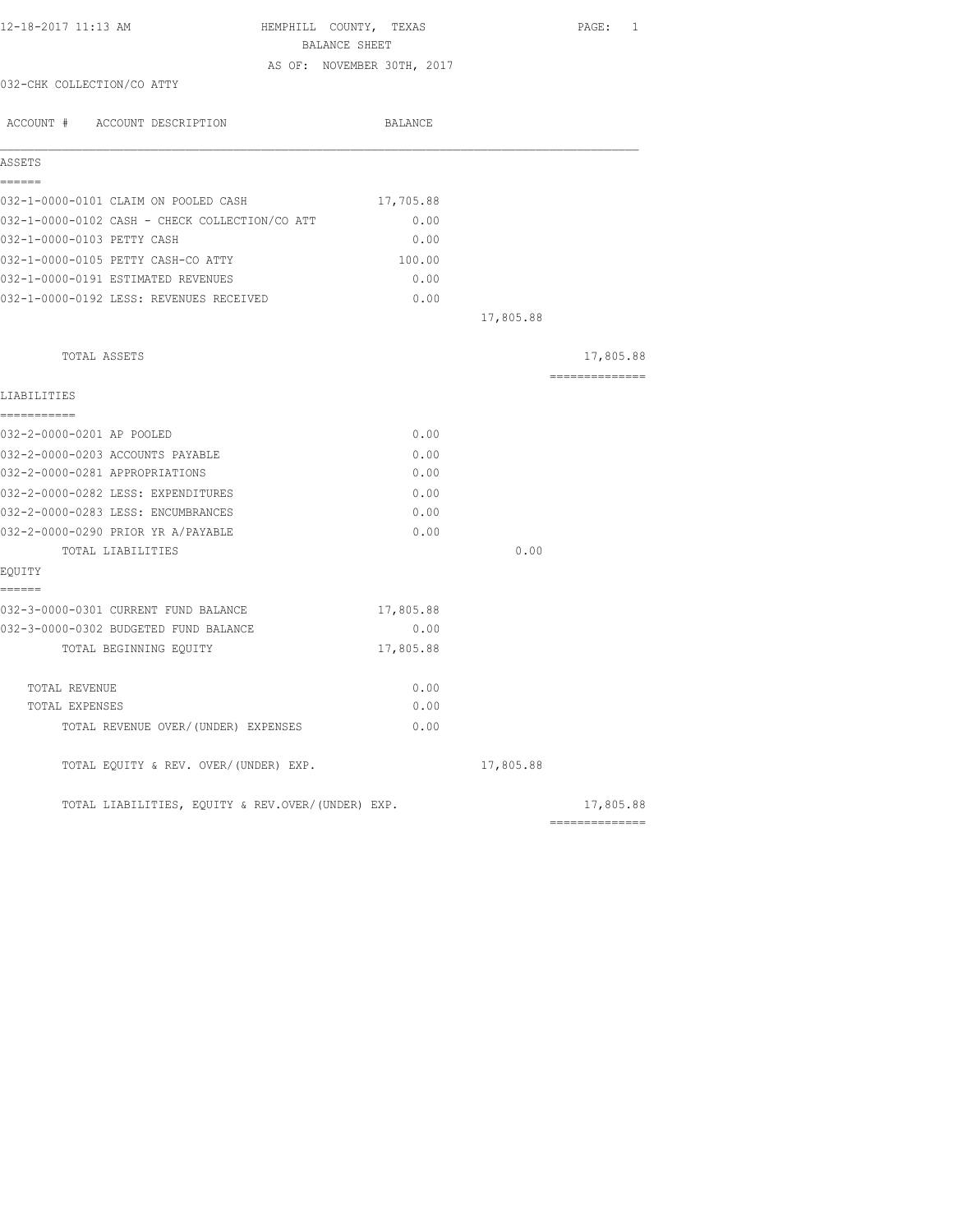HEMPHILL COUNTY, TEXAS
BALANCE SHEET
AS OF: NOVEMBER 30TH, 2017

032-CHK COLLECTION/CO ATTY

| ACCOUNT # ACCOUNT DESCRIPTION | BALANCE | | |
|---|---|---|---|
| **ASSETS** | | | |
| 032-1-0000-0101 CLAIM ON POOLED CASH | 17,705.88 | | |
| 032-1-0000-0102 CASH - CHECK COLLECTION/CO ATT | 0.00 | | |
| 032-1-0000-0103 PETTY CASH | 0.00 | | |
| 032-1-0000-0105 PETTY CASH-CO ATTY | 100.00 | | |
| 032-1-0000-0191 ESTIMATED REVENUES | 0.00 | | |
| 032-1-0000-0192 LESS: REVENUES RECEIVED | 0.00 | | |
| | | 17,805.88 | |
| TOTAL ASSETS | | | 17,805.88 |
| **LIABILITIES** | | | |
| 032-2-0000-0201 AP POOLED | 0.00 | | |
| 032-2-0000-0203 ACCOUNTS PAYABLE | 0.00 | | |
| 032-2-0000-0281 APPROPRIATIONS | 0.00 | | |
| 032-2-0000-0282 LESS: EXPENDITURES | 0.00 | | |
| 032-2-0000-0283 LESS: ENCUMBRANCES | 0.00 | | |
| 032-2-0000-0290 PRIOR YR A/PAYABLE | 0.00 | | |
| TOTAL LIABILITIES | | 0.00 | |
| **EQUITY** | | | |
| 032-3-0000-0301 CURRENT FUND BALANCE | 17,805.88 | | |
| 032-3-0000-0302 BUDGETED FUND BALANCE | 0.00 | | |
| TOTAL BEGINNING EQUITY | 17,805.88 | | |
| TOTAL REVENUE | 0.00 | | |
| TOTAL EXPENSES | 0.00 | | |
| TOTAL REVENUE OVER/(UNDER) EXPENSES | 0.00 | | |
| TOTAL EQUITY & REV. OVER/(UNDER) EXP. | | 17,805.88 | |
| TOTAL LIABILITIES, EQUITY & REV.OVER/(UNDER) EXP. | | | 17,805.88 |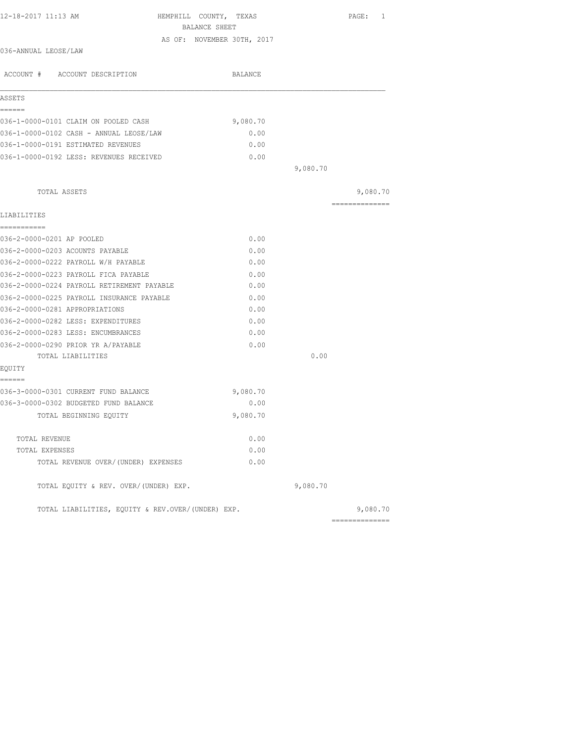12-18-2017 11:13 AM

# HEMPHILL COUNTY, TEXAS

## BALANCE SHEET

AS OF: NOVEMBER 30TH, 2017

036-ANNUAL LEOSE/LAW

| ACCOUNT # ACCOUNT DESCRIPTION | BALANCE | | |
|---|---|---|---|
| **ASSETS** | | | |
| 036-1-0000-0101 CLAIM ON POOLED CASH | 9,080.70 | | |
| 036-1-0000-0102 CASH - ANNUAL LEOSE/LAW | 0.00 | | |
| 036-1-0000-0191 ESTIMATED REVENUES | 0.00 | | |
| 036-1-0000-0192 LESS: REVENUES RECEIVED | 0.00 | | |
| | | 9,080.70 | |
| TOTAL ASSETS | | | 9,080.70 |
| **LIABILITIES** | | | |
| 036-2-0000-0201 AP POOLED | 0.00 | | |
| 036-2-0000-0203 ACOUNTS PAYABLE | 0.00 | | |
| 036-2-0000-0222 PAYROLL W/H PAYABLE | 0.00 | | |
| 036-2-0000-0223 PAYROLL FICA PAYABLE | 0.00 | | |
| 036-2-0000-0224 PAYROLL RETIREMENT PAYABLE | 0.00 | | |
| 036-2-0000-0225 PAYROLL INSURANCE PAYABLE | 0.00 | | |
| 036-2-0000-0281 APPROPRIATIONS | 0.00 | | |
| 036-2-0000-0282 LESS: EXPENDITURES | 0.00 | | |
| 036-2-0000-0283 LESS: ENCUMBRANCES | 0.00 | | |
| 036-2-0000-0290 PRIOR YR A/PAYABLE | 0.00 | | |
| TOTAL LIABILITIES | | 0.00 | |
| **EQUITY** | | | |
| 036-3-0000-0301 CURRENT FUND BALANCE | 9,080.70 | | |
| 036-3-0000-0302 BUDGETED FUND BALANCE | 0.00 | | |
| TOTAL BEGINNING EQUITY | 9,080.70 | | |
| TOTAL REVENUE | 0.00 | | |
| TOTAL EXPENSES | 0.00 | | |
| TOTAL REVENUE OVER/(UNDER) EXPENSES | 0.00 | | |
| TOTAL EQUITY & REV. OVER/(UNDER) EXP. | | 9,080.70 | |
| TOTAL LIABILITIES, EQUITY & REV.OVER/(UNDER) EXP. | | | 9,080.70 |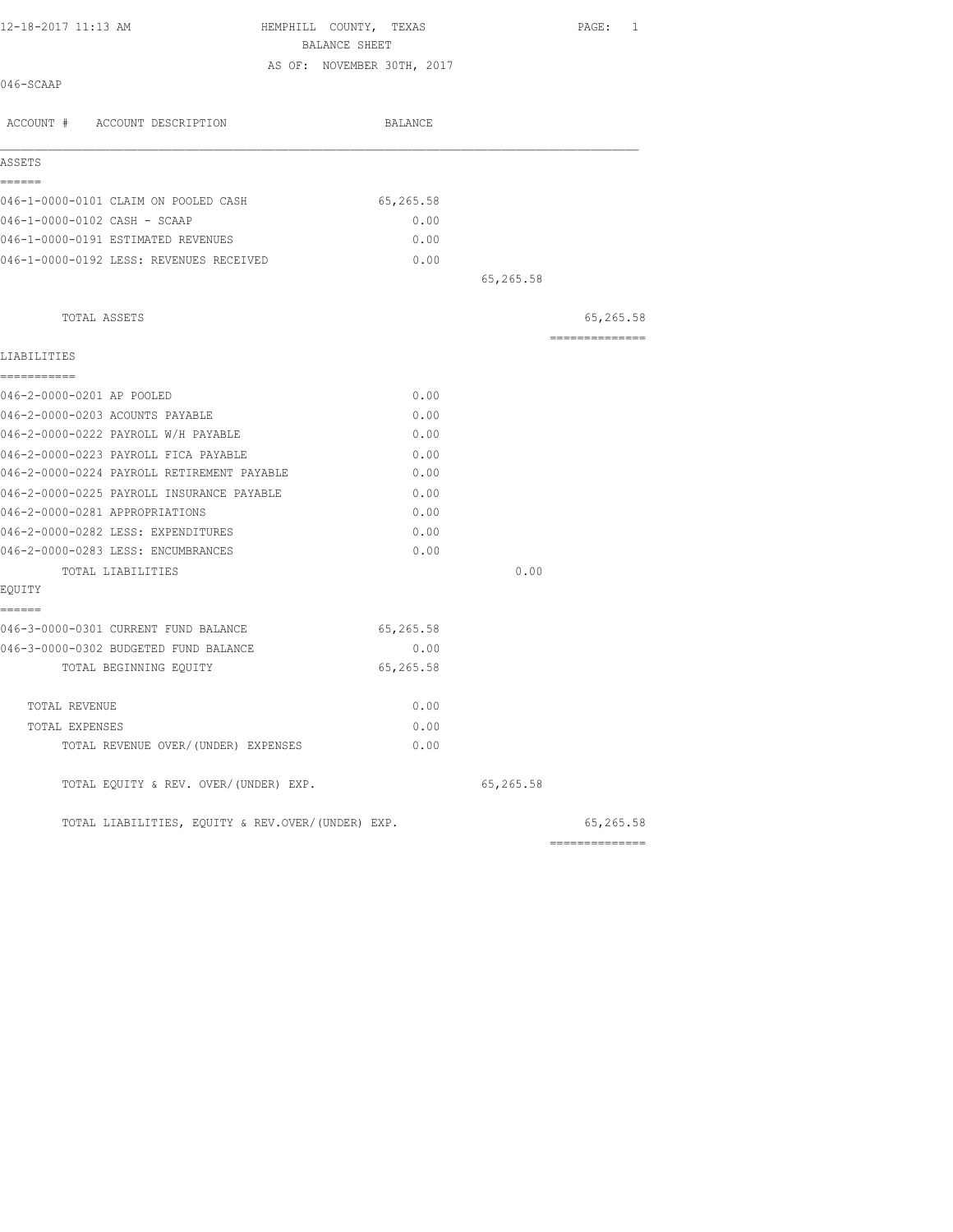12-18-2017 11:13 AM

# HEMPHILL COUNTY, TEXAS
## BALANCE SHEET
### AS OF: NOVEMBER 30TH, 2017

046-SCAAP

| ACCOUNT # ACCOUNT DESCRIPTION | BALANCE | | |
|---|---|---|---|
| **ASSETS** | | | |
| 046-1-0000-0101 CLAIM ON POOLED CASH | 65,265.58 | | |
| 046-1-0000-0102 CASH - SCAAP | 0.00 | | |
| 046-1-0000-0191 ESTIMATED REVENUES | 0.00 | | |
| 046-1-0000-0192 LESS: REVENUES RECEIVED | 0.00 | | |
| | | 65,265.58 | |
| TOTAL ASSETS | | | 65,265.58 |
| **LIABILITIES** | | | |
| 046-2-0000-0201 AP POOLED | 0.00 | | |
| 046-2-0000-0203 ACOUNTS PAYABLE | 0.00 | | |
| 046-2-0000-0222 PAYROLL W/H PAYABLE | 0.00 | | |
| 046-2-0000-0223 PAYROLL FICA PAYABLE | 0.00 | | |
| 046-2-0000-0224 PAYROLL RETIREMENT PAYABLE | 0.00 | | |
| 046-2-0000-0225 PAYROLL INSURANCE PAYABLE | 0.00 | | |
| 046-2-0000-0281 APPROPRIATIONS | 0.00 | | |
| 046-2-0000-0282 LESS: EXPENDITURES | 0.00 | | |
| 046-2-0000-0283 LESS: ENCUMBRANCES | 0.00 | | |
| TOTAL LIABILITIES | | 0.00 | |
| **EQUITY** | | | |
| 046-3-0000-0301 CURRENT FUND BALANCE | 65,265.58 | | |
| 046-3-0000-0302 BUDGETED FUND BALANCE | 0.00 | | |
| TOTAL BEGINNING EQUITY | 65,265.58 | | |
| TOTAL REVENUE | 0.00 | | |
| TOTAL EXPENSES | 0.00 | | |
| TOTAL REVENUE OVER/(UNDER) EXPENSES | 0.00 | | |
| TOTAL EQUITY & REV. OVER/(UNDER) EXP. | | 65,265.58 | |
| TOTAL LIABILITIES, EQUITY & REV.OVER/(UNDER) EXP. | | | 65,265.58 |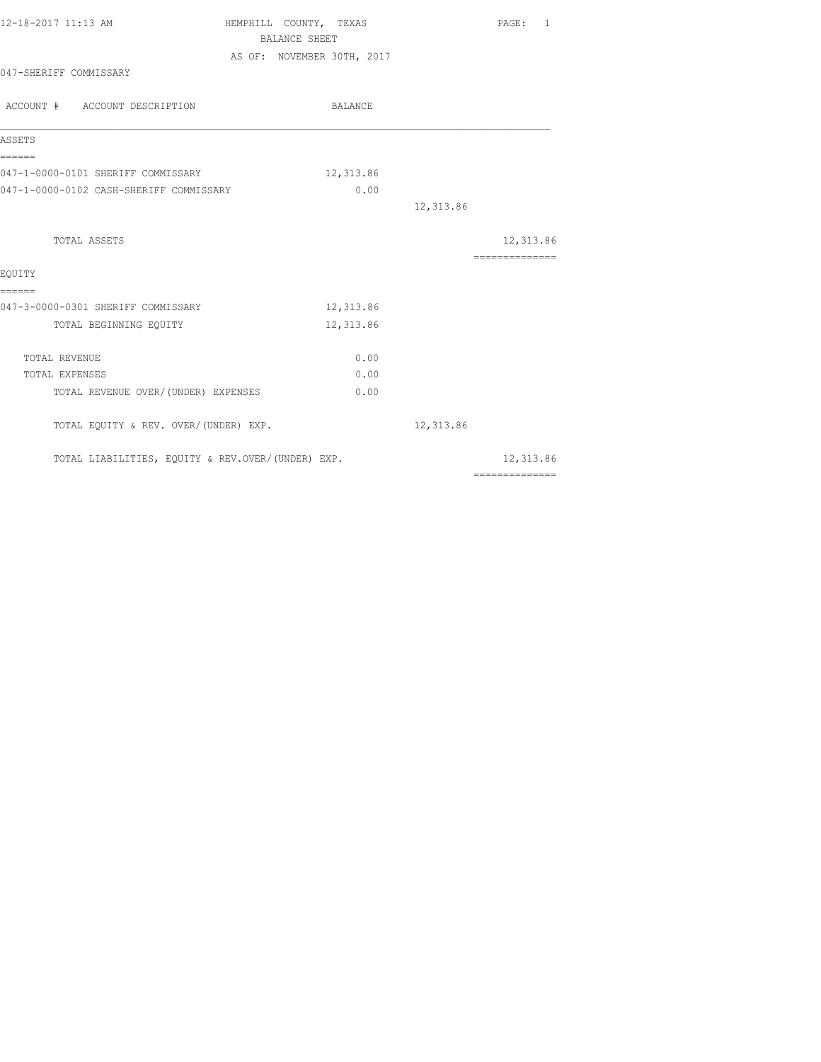12-18-2017 11:13 AM

HEMPHILL COUNTY, TEXAS
BALANCE SHEET
AS OF: NOVEMBER 30TH, 2017

PAGE: 1

047-SHERIFF COMMISSARY

| ACCOUNT # ACCOUNT DESCRIPTION | BALANCE | | |
|---|---|---|---|
| **ASSETS** | | | |
| 047-1-0000-0101 SHERIFF COMMISSARY | 12,313.86 | | |
| 047-1-0000-0102 CASH-SHERIFF COMMISSARY | 0.00 | | |
| | | 12,313.86 | |
| TOTAL ASSETS | | | 12,313.86 |
| **EQUITY** | | | |
| 047-3-0000-0301 SHERIFF COMMISSARY | 12,313.86 | | |
| TOTAL BEGINNING EQUITY | 12,313.86 | | |
| TOTAL REVENUE | 0.00 | | |
| TOTAL EXPENSES | 0.00 | | |
| TOTAL REVENUE OVER/(UNDER) EXPENSES | 0.00 | | |
| TOTAL EQUITY & REV. OVER/(UNDER) EXP. | | 12,313.86 | |
| TOTAL LIABILITIES, EQUITY & REV.OVER/(UNDER) EXP. | | | 12,313.86 |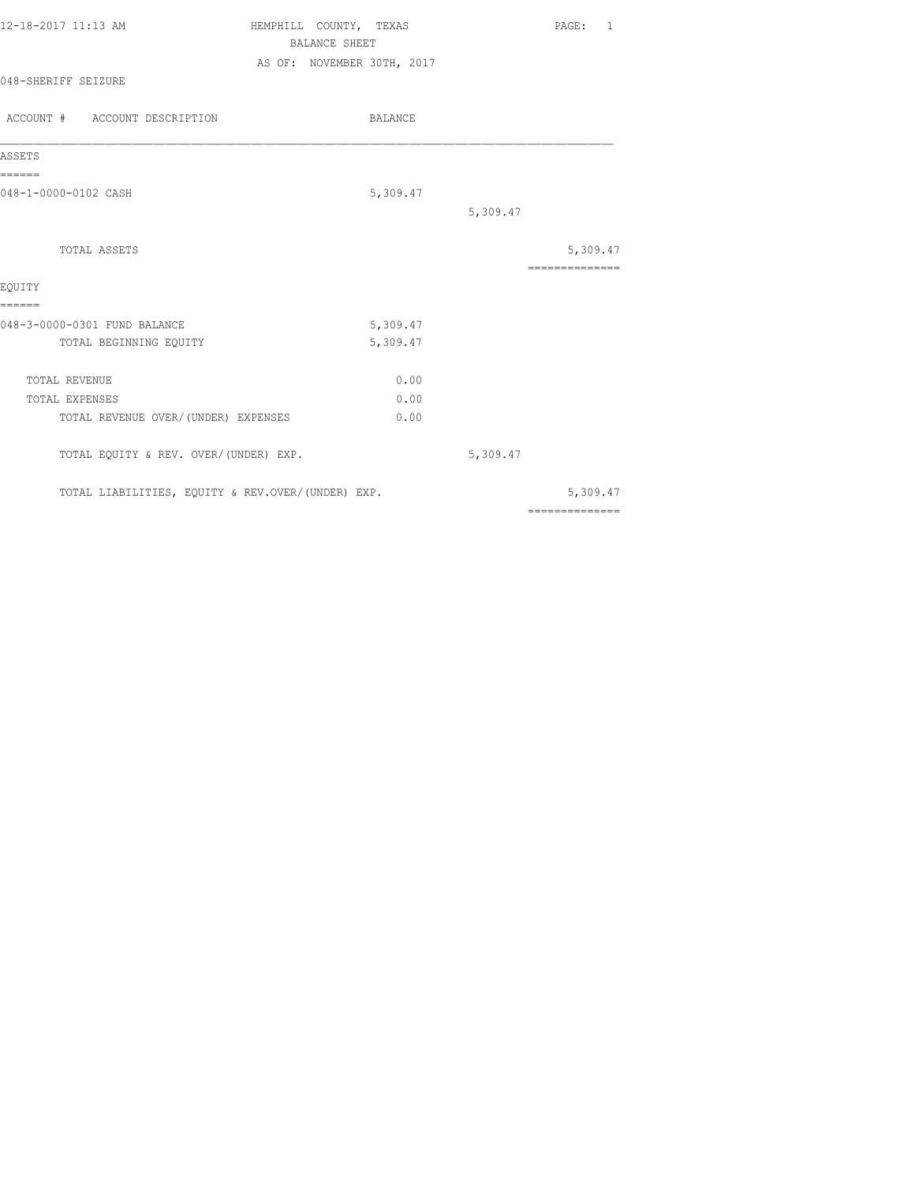HEMPHILL COUNTY, TEXAS

BALANCE SHEET

AS OF: NOVEMBER 30TH, 2017

12-18-2017 11:13 AM

048-SHERIFF SEIZURE

| ACCOUNT # ACCOUNT DESCRIPTION | BALANCE | | |
|---|---|---|---|
| **ASSETS** | | | |
| 048-1-0000-0102 CASH | 5,309.47 | | |
| | | 5,309.47 | |
| TOTAL ASSETS | | | 5,309.47 |
| **EQUITY** | | | |
| 048-3-0000-0301 FUND BALANCE | 5,309.47 | | |
| TOTAL BEGINNING EQUITY | 5,309.47 | | |
| TOTAL REVENUE | 0.00 | | |
| TOTAL EXPENSES | 0.00 | | |
| TOTAL REVENUE OVER/(UNDER) EXPENSES | 0.00 | | |
| TOTAL EQUITY & REV. OVER/(UNDER) EXP. | | 5,309.47 | |
| TOTAL LIABILITIES, EQUITY & REV.OVER/(UNDER) EXP. | | | 5,309.47 |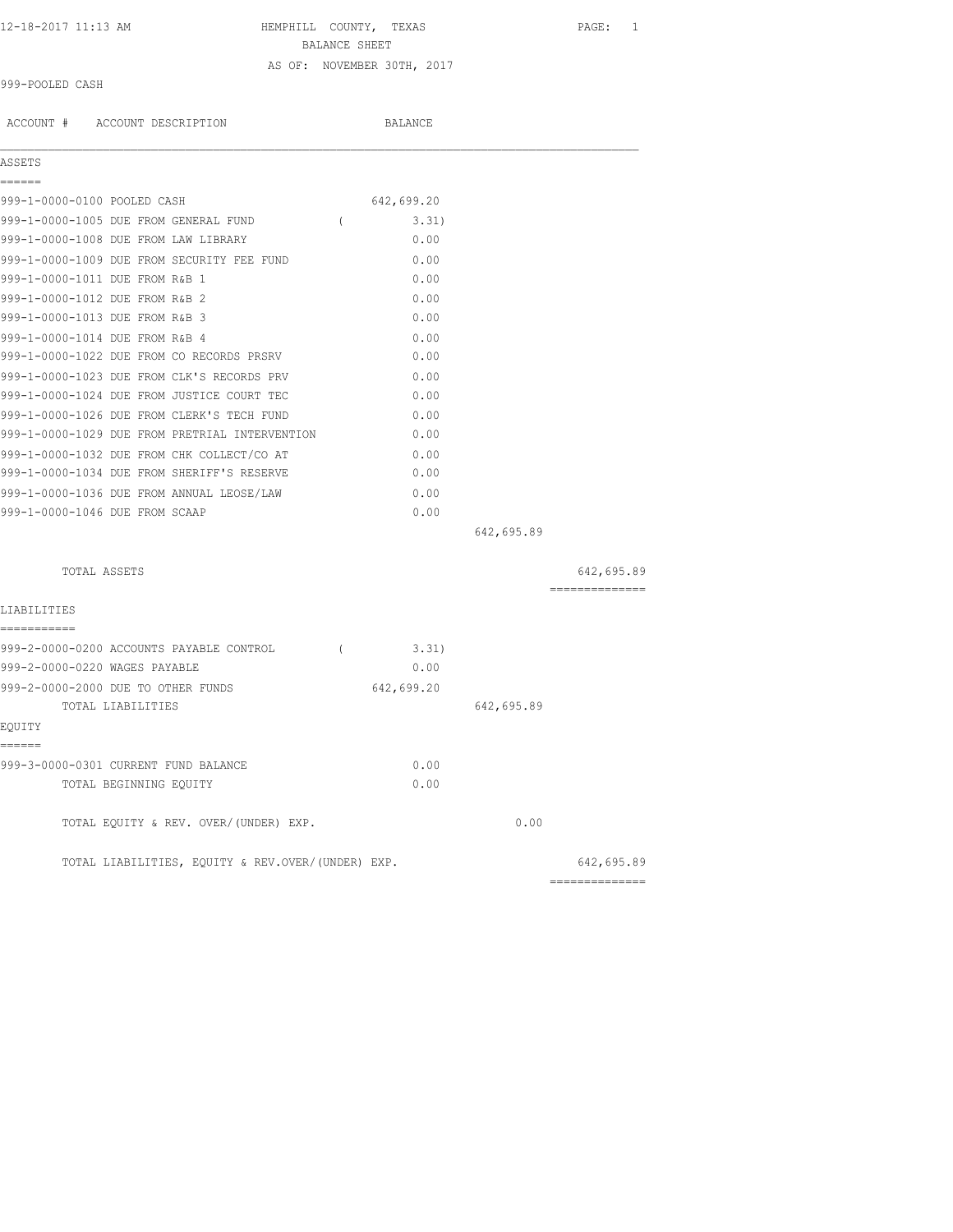12-18-2017 11:13 AM

# HEMPHILL COUNTY, TEXAS

## BALANCE SHEET

AS OF: NOVEMBER 30TH, 2017

999-POOLED CASH

| ACCOUNT # ACCOUNT DESCRIPTION | BALANCE | | |
|---|---|---|---|
| **ASSETS** | | | |
| 999-1-0000-0100 POOLED CASH | 642,699.20 | | |
| 999-1-0000-1005 DUE FROM GENERAL FUND | ( 3.31) | | |
| 999-1-0000-1008 DUE FROM LAW LIBRARY | 0.00 | | |
| 999-1-0000-1009 DUE FROM SECURITY FEE FUND | 0.00 | | |
| 999-1-0000-1011 DUE FROM R&B 1 | 0.00 | | |
| 999-1-0000-1012 DUE FROM R&B 2 | 0.00 | | |
| 999-1-0000-1013 DUE FROM R&B 3 | 0.00 | | |
| 999-1-0000-1014 DUE FROM R&B 4 | 0.00 | | |
| 999-1-0000-1022 DUE FROM CO RECORDS PRSRV | 0.00 | | |
| 999-1-0000-1023 DUE FROM CLK'S RECORDS PRV | 0.00 | | |
| 999-1-0000-1024 DUE FROM JUSTICE COURT TEC | 0.00 | | |
| 999-1-0000-1026 DUE FROM CLERK'S TECH FUND | 0.00 | | |
| 999-1-0000-1029 DUE FROM PRETRIAL INTERVENTION | 0.00 | | |
| 999-1-0000-1032 DUE FROM CHK COLLECT/CO AT | 0.00 | | |
| 999-1-0000-1034 DUE FROM SHERIFF'S RESERVE | 0.00 | | |
| 999-1-0000-1036 DUE FROM ANNUAL LEOSE/LAW | 0.00 | | |
| 999-1-0000-1046 DUE FROM SCAAP | 0.00 | | |
| | | 642,695.89 | |
| TOTAL ASSETS | | | 642,695.89 |
| **LIABILITIES** | | | |
| 999-2-0000-0200 ACCOUNTS PAYABLE CONTROL | ( 3.31) | | |
| 999-2-0000-0220 WAGES PAYABLE | 0.00 | | |
| 999-2-0000-2000 DUE TO OTHER FUNDS | 642,699.20 | | |
| TOTAL LIABILITIES | | 642,695.89 | |
| **EQUITY** | | | |
| 999-3-0000-0301 CURRENT FUND BALANCE | 0.00 | | |
| TOTAL BEGINNING EQUITY | 0.00 | | |
| TOTAL EQUITY & REV. OVER/(UNDER) EXP. | | 0.00 | |
| TOTAL LIABILITIES, EQUITY & REV.OVER/(UNDER) EXP. | | | 642,695.89 |